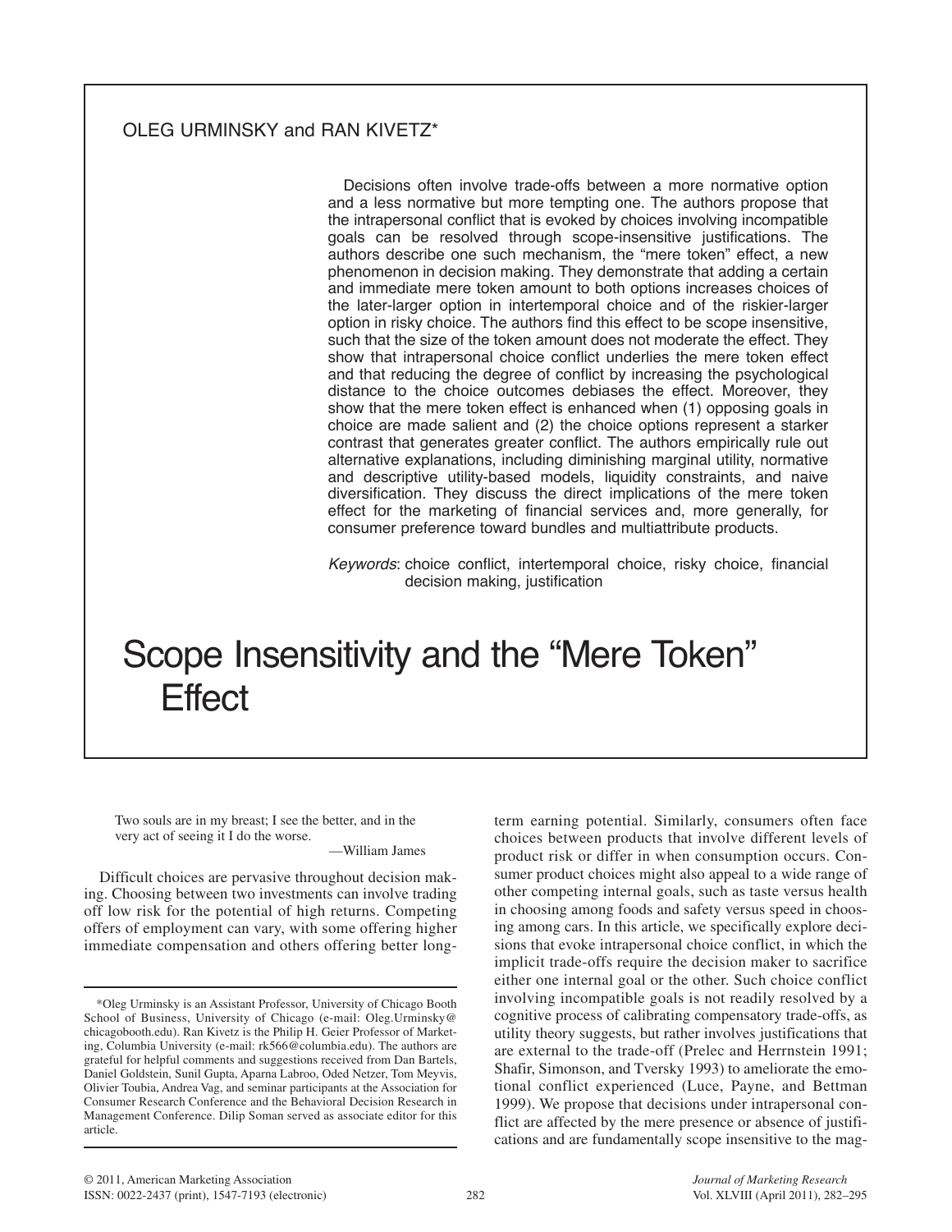OLEG URMINSKY and RAN KIVETZ*

Decisions often involve trade-offs between a more normative option and a less normative but more tempting one. The authors propose that the intrapersonal conflict that is evoked by choices involving incompatible goals can be resolved through scope-insensitive justifications. The authors describe one such mechanism, the "mere token" effect, a new phenomenon in decision making. They demonstrate that adding a certain and immediate mere token amount to both options increases choices of the later-larger option in intertemporal choice and of the riskier-larger option in risky choice. The authors find this effect to be scope insensitive, such that the size of the token amount does not moderate the effect. They show that intrapersonal choice conflict underlies the mere token effect and that reducing the degree of conflict by increasing the psychological distance to the choice outcomes debiases the effect. Moreover, they show that the mere token effect is enhanced when (1) opposing goals in choice are made salient and (2) the choice options represent a starker contrast that generates greater conflict. The authors empirically rule out alternative explanations, including diminishing marginal utility, normative and descriptive utility-based models, liquidity constraints, and naive diversification. They discuss the direct implications of the mere token effect for the marketing of financial services and, more generally, for consumer preference toward bundles and multiattribute products.

*Keywords*: choice conflict, intertemporal choice, risky choice, financial decision making, justification

# Scope Insensitivity and the "Mere Token" Effect

> Two souls are in my breast; I see the better, and in the very act of seeing it I do the worse.
>
> —William James

Difficult choices are pervasive throughout decision making. Choosing between two investments can involve trading off low risk for the potential of high returns. Competing offers of employment can vary, with some offering higher immediate compensation and others offering better long-term earning potential. Similarly, consumers often face choices between products that involve different levels of product risk or differ in when consumption occurs. Consumer product choices might also appeal to a wide range of other competing internal goals, such as taste versus health in choosing among foods and safety versus speed in choosing among cars. In this article, we specifically explore decisions that evoke intrapersonal choice conflict, in which the implicit trade-offs require the decision maker to sacrifice either one internal goal or the other. Such choice conflict involving incompatible goals is not readily resolved by a cognitive process of calibrating compensatory trade-offs, as utility theory suggests, but rather involves justifications that are external to the trade-off (Prelec and Herrnstein 1991; Shafir, Simonson, and Tversky 1993) to ameliorate the emotional conflict experienced (Luce, Payne, and Bettman 1999). We propose that decisions under intrapersonal conflict are affected by the mere presence or absence of justifications and are fundamentally scope insensitive to the mag-

*Oleg Urminsky is an Assistant Professor, University of Chicago Booth School of Business, University of Chicago (e-mail: Oleg.Urminsky@chicagobooth.edu). Ran Kivetz is the Philip H. Geier Professor of Marketing, Columbia University (e-mail: rk566@columbia.edu). The authors are grateful for helpful comments and suggestions received from Dan Bartels, Daniel Goldstein, Sunil Gupta, Aparna Labroo, Oded Netzer, Tom Meyvis, Olivier Toubia, Andrea Vag, and seminar participants at the Association for Consumer Research Conference and the Behavioral Decision Research in Management Conference. Dilip Soman served as associate editor for this article.

© 2011, American Marketing Association
ISSN: 0022-2437 (print), 1547-7193 (electronic)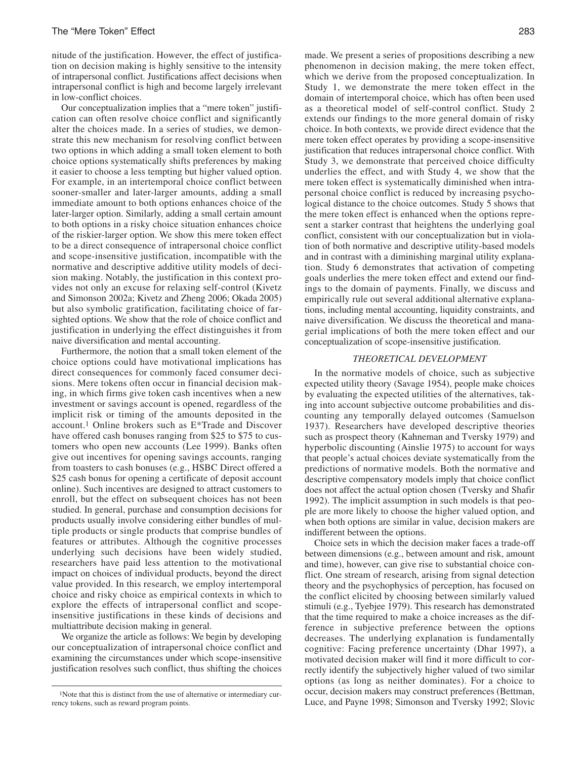nitude of the justification. However, the effect of justification on decision making is highly sensitive to the intensity of intrapersonal conflict. Justifications affect decisions when intrapersonal conflict is high and become largely irrelevant in low-conflict choices.

Our conceptualization implies that a "mere token" justification can often resolve choice conflict and significantly alter the choices made. In a series of studies, we demonstrate this new mechanism for resolving conflict between two options in which adding a small token element to both choice options systematically shifts preferences by making it easier to choose a less tempting but higher valued option. For example, in an intertemporal choice conflict between sooner-smaller and later-larger amounts, adding a small immediate amount to both options enhances choice of the later-larger option. Similarly, adding a small certain amount to both options in a risky choice situation enhances choice of the riskier-larger option. We show this mere token effect to be a direct consequence of intrapersonal choice conflict and scope-insensitive justification, incompatible with the normative and descriptive additive utility models of decision making. Notably, the justification in this context provides not only an excuse for relaxing self-control (Kivetz and Simonson 2002a; Kivetz and Zheng 2006; Okada 2005) but also symbolic gratification, facilitating choice of farsighted options. We show that the role of choice conflict and justification in underlying the effect distinguishes it from naive diversification and mental accounting.

Furthermore, the notion that a small token element of the choice options could have motivational implications has direct consequences for commonly faced consumer decisions. Mere tokens often occur in financial decision making, in which firms give token cash incentives when a new investment or savings account is opened, regardless of the implicit risk or timing of the amounts deposited in the account.[1] Online brokers such as E*Trade and Discover have offered cash bonuses ranging from $25 to $75 to customers who open new accounts (Lee 1999). Banks often give out incentives for opening savings accounts, ranging from toasters to cash bonuses (e.g., HSBC Direct offered a $25 cash bonus for opening a certificate of deposit account online). Such incentives are designed to attract customers to enroll, but the effect on subsequent choices has not been studied. In general, purchase and consumption decisions for products usually involve considering either bundles of multiple products or single products that comprise bundles of features or attributes. Although the cognitive processes underlying such decisions have been widely studied, researchers have paid less attention to the motivational impact on choices of individual products, beyond the direct value provided. In this research, we employ intertemporal choice and risky choice as empirical contexts in which to explore the effects of intrapersonal conflict and scope-insensitive justifications in these kinds of decisions and multiattribute decision making in general.

We organize the article as follows: We begin by developing our conceptualization of intrapersonal choice conflict and examining the circumstances under which scope-insensitive justification resolves such conflict, thus shifting the choices made. We present a series of propositions describing a new phenomenon in decision making, the mere token effect, which we derive from the proposed conceptualization. In Study 1, we demonstrate the mere token effect in the domain of intertemporal choice, which has often been used as a theoretical model of self-control conflict. Study 2 extends our findings to the more general domain of risky choice. In both contexts, we provide direct evidence that the mere token effect operates by providing a scope-insensitive justification that reduces intrapersonal choice conflict. With Study 3, we demonstrate that perceived choice difficulty underlies the effect, and with Study 4, we show that the mere token effect is systematically diminished when intrapersonal choice conflict is reduced by increasing psychological distance to the choice outcomes. Study 5 shows that the mere token effect is enhanced when the options represent a starker contrast that heightens the underlying goal conflict, consistent with our conceptualization but in violation of both normative and descriptive utility-based models and in contrast with a diminishing marginal utility explanation. Study 6 demonstrates that activation of competing goals underlies the mere token effect and extend our findings to the domain of payments. Finally, we discuss and empirically rule out several additional alternative explanations, including mental accounting, liquidity constraints, and naive diversification. We discuss the theoretical and managerial implications of both the mere token effect and our conceptualization of scope-insensitive justification.

## *THEORETICAL DEVELOPMENT*

In the normative models of choice, such as subjective expected utility theory (Savage 1954), people make choices by evaluating the expected utilities of the alternatives, taking into account subjective outcome probabilities and discounting any temporally delayed outcomes (Samuelson 1937). Researchers have developed descriptive theories such as prospect theory (Kahneman and Tversky 1979) and hyperbolic discounting (Ainslie 1975) to account for ways that people's actual choices deviate systematically from the predictions of normative models. Both the normative and descriptive compensatory models imply that choice conflict does not affect the actual option chosen (Tversky and Shafir 1992). The implicit assumption in such models is that people are more likely to choose the higher valued option, and when both options are similar in value, decision makers are indifferent between the options.

Choice sets in which the decision maker faces a trade-off between dimensions (e.g., between amount and risk, amount and time), however, can give rise to substantial choice conflict. One stream of research, arising from signal detection theory and the psychophysics of perception, has focused on the conflict elicited by choosing between similarly valued stimuli (e.g., Tyebjee 1979). This research has demonstrated that the time required to make a choice increases as the difference in subjective preference between the options decreases. The underlying explanation is fundamentally cognitive: Facing preference uncertainty (Dhar 1997), a motivated decision maker will find it more difficult to correctly identify the subjectively higher valued of two similar options (as long as neither dominates). For a choice to occur, decision makers may construct preferences (Bettman, Luce, and Payne 1998; Simonson and Tversky 1992; Slovic

[1]Note that this is distinct from the use of alternative or intermediary currency tokens, such as reward program points.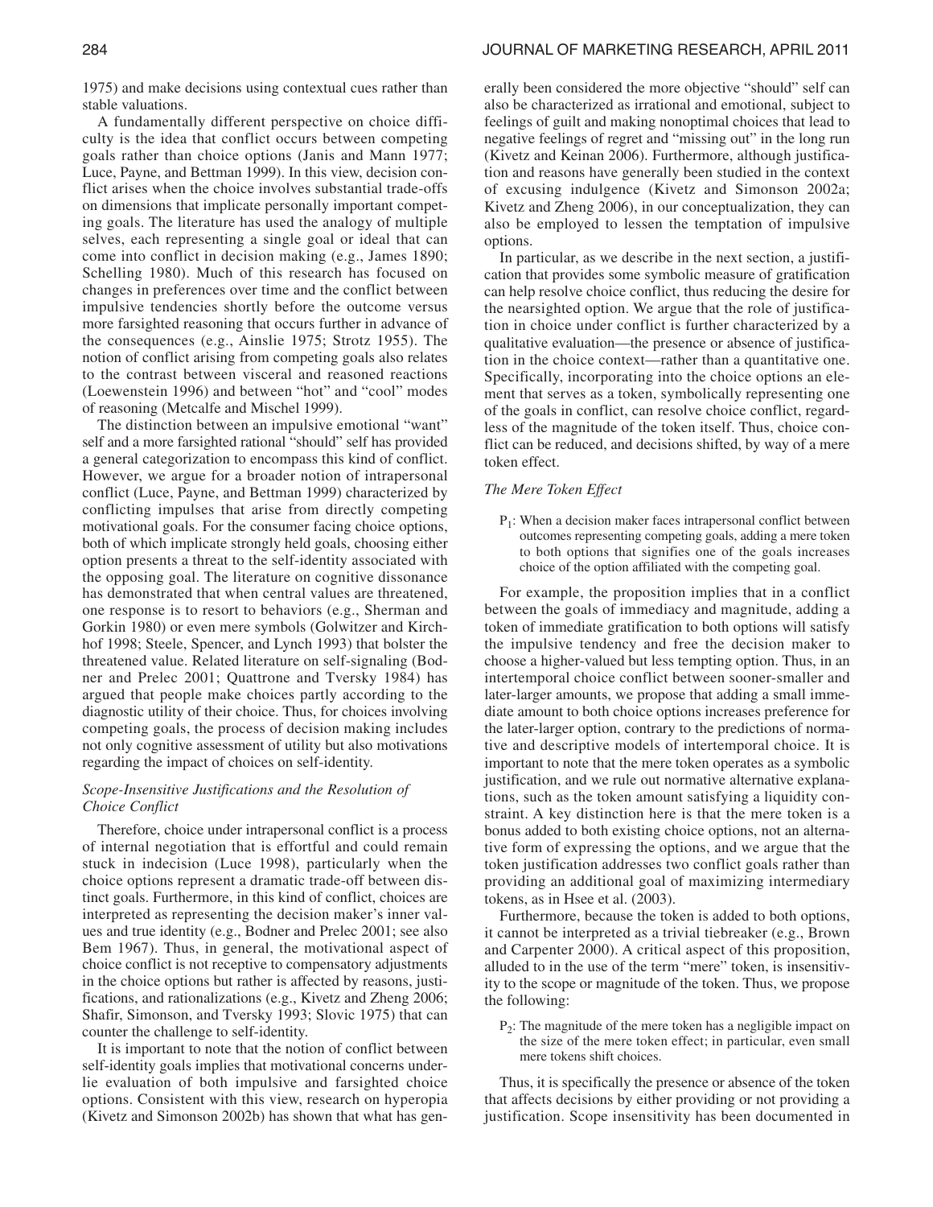1975) and make decisions using contextual cues rather than stable valuations.

A fundamentally different perspective on choice difficulty is the idea that conflict occurs between competing goals rather than choice options (Janis and Mann 1977; Luce, Payne, and Bettman 1999). In this view, decision conflict arises when the choice involves substantial trade-offs on dimensions that implicate personally important competing goals. The literature has used the analogy of multiple selves, each representing a single goal or ideal that can come into conflict in decision making (e.g., James 1890; Schelling 1980). Much of this research has focused on changes in preferences over time and the conflict between impulsive tendencies shortly before the outcome versus more farsighted reasoning that occurs further in advance of the consequences (e.g., Ainslie 1975; Strotz 1955). The notion of conflict arising from competing goals also relates to the contrast between visceral and reasoned reactions (Loewenstein 1996) and between "hot" and "cool" modes of reasoning (Metcalfe and Mischel 1999).

The distinction between an impulsive emotional "want" self and a more farsighted rational "should" self has provided a general categorization to encompass this kind of conflict. However, we argue for a broader notion of intrapersonal conflict (Luce, Payne, and Bettman 1999) characterized by conflicting impulses that arise from directly competing motivational goals. For the consumer facing choice options, both of which implicate strongly held goals, choosing either option presents a threat to the self-identity associated with the opposing goal. The literature on cognitive dissonance has demonstrated that when central values are threatened, one response is to resort to behaviors (e.g., Sherman and Gorkin 1980) or even mere symbols (Golwitzer and Kirchhof 1998; Steele, Spencer, and Lynch 1993) that bolster the threatened value. Related literature on self-signaling (Bodner and Prelec 2001; Quattrone and Tversky 1984) has argued that people make choices partly according to the diagnostic utility of their choice. Thus, for choices involving competing goals, the process of decision making includes not only cognitive assessment of utility but also motivations regarding the impact of choices on self-identity.

### *Scope-Insensitive Justifications and the Resolution of Choice Conflict*

Therefore, choice under intrapersonal conflict is a process of internal negotiation that is effortful and could remain stuck in indecision (Luce 1998), particularly when the choice options represent a dramatic trade-off between distinct goals. Furthermore, in this kind of conflict, choices are interpreted as representing the decision maker's inner values and true identity (e.g., Bodner and Prelec 2001; see also Bem 1967). Thus, in general, the motivational aspect of choice conflict is not receptive to compensatory adjustments in the choice options but rather is affected by reasons, justifications, and rationalizations (e.g., Kivetz and Zheng 2006; Shafir, Simonson, and Tversky 1993; Slovic 1975) that can counter the challenge to self-identity.

It is important to note that the notion of conflict between self-identity goals implies that motivational concerns underlie evaluation of both impulsive and farsighted choice options. Consistent with this view, research on hyperopia (Kivetz and Simonson 2002b) has shown that what has generally been considered the more objective "should" self can also be characterized as irrational and emotional, subject to feelings of guilt and making nonoptimal choices that lead to negative feelings of regret and "missing out" in the long run (Kivetz and Keinan 2006). Furthermore, although justification and reasons have generally been studied in the context of excusing indulgence (Kivetz and Simonson 2002a; Kivetz and Zheng 2006), in our conceptualization, they can also be employed to lessen the temptation of impulsive options.

In particular, as we describe in the next section, a justification that provides some symbolic measure of gratification can help resolve choice conflict, thus reducing the desire for the nearsighted option. We argue that the role of justification in choice under conflict is further characterized by a qualitative evaluation—the presence or absence of justification in the choice context—rather than a quantitative one. Specifically, incorporating into the choice options an element that serves as a token, symbolically representing one of the goals in conflict, can resolve choice conflict, regardless of the magnitude of the token itself. Thus, choice conflict can be reduced, and decisions shifted, by way of a mere token effect.

### *The Mere Token Effect*

> $P_1$: When a decision maker faces intrapersonal conflict between outcomes representing competing goals, adding a mere token to both options that signifies one of the goals increases choice of the option affiliated with the competing goal.

For example, the proposition implies that in a conflict between the goals of immediacy and magnitude, adding a token of immediate gratification to both options will satisfy the impulsive tendency and free the decision maker to choose a higher-valued but less tempting option. Thus, in an intertemporal choice conflict between sooner-smaller and later-larger amounts, we propose that adding a small immediate amount to both choice options increases preference for the later-larger option, contrary to the predictions of normative and descriptive models of intertemporal choice. It is important to note that the mere token operates as a symbolic justification, and we rule out normative alternative explanations, such as the token amount satisfying a liquidity constraint. A key distinction here is that the mere token is a bonus added to both existing choice options, not an alternative form of expressing the options, and we argue that the token justification addresses two conflict goals rather than providing an additional goal of maximizing intermediary tokens, as in Hsee et al. (2003).

Furthermore, because the token is added to both options, it cannot be interpreted as a trivial tiebreaker (e.g., Brown and Carpenter 2000). A critical aspect of this proposition, alluded to in the use of the term "mere" token, is insensitivity to the scope or magnitude of the token. Thus, we propose the following:

> $P_2$: The magnitude of the mere token has a negligible impact on the size of the mere token effect; in particular, even small mere tokens shift choices.

Thus, it is specifically the presence or absence of the token that affects decisions by either providing or not providing a justification. Scope insensitivity has been documented in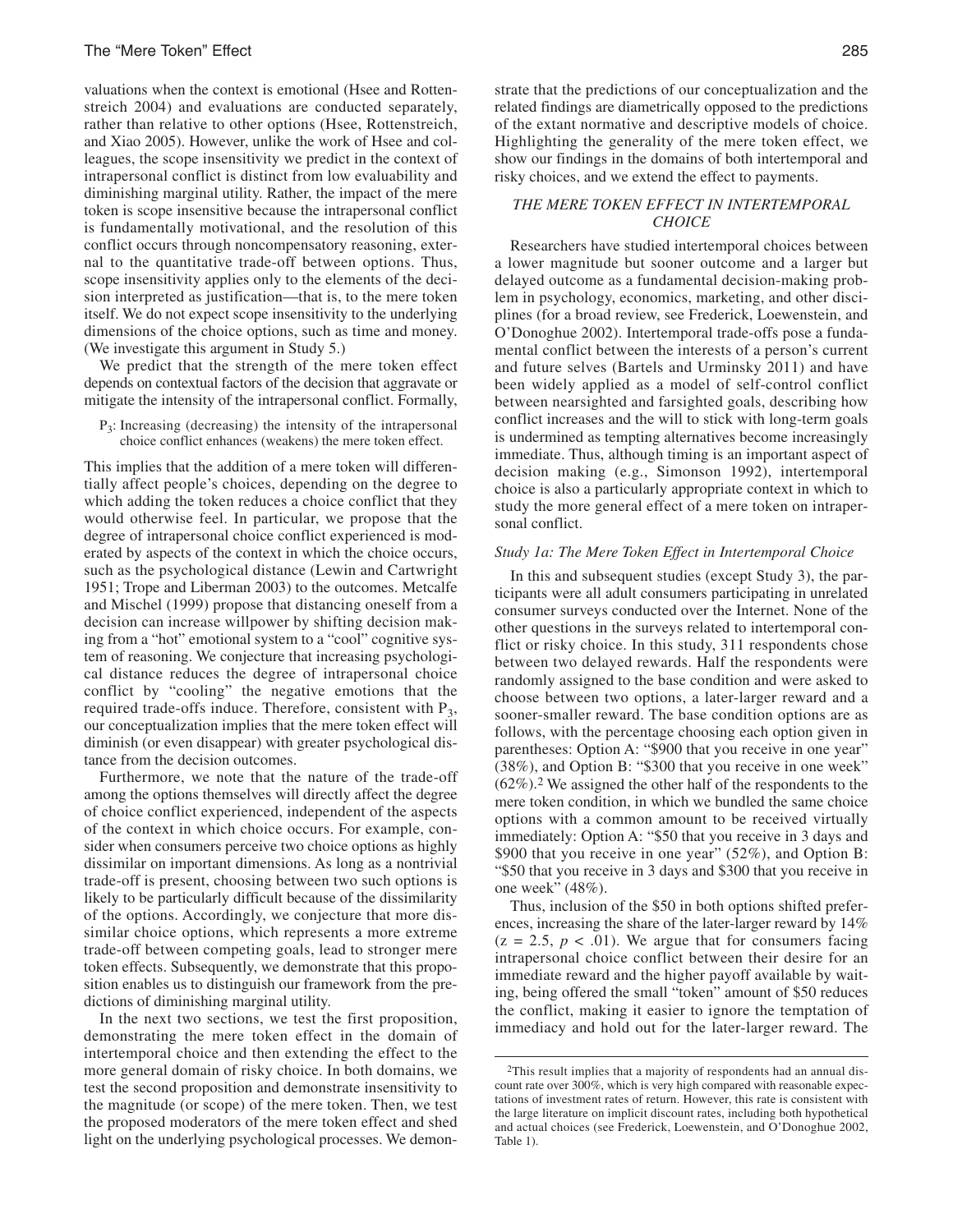valuations when the context is emotional (Hsee and Rottenstreich 2004) and evaluations are conducted separately, rather than relative to other options (Hsee, Rottenstreich, and Xiao 2005). However, unlike the work of Hsee and colleagues, the scope insensitivity we predict in the context of intrapersonal conflict is distinct from low evaluability and diminishing marginal utility. Rather, the impact of the mere token is scope insensitive because the intrapersonal conflict is fundamentally motivational, and the resolution of this conflict occurs through noncompensatory reasoning, external to the quantitative trade-off between options. Thus, scope insensitivity applies only to the elements of the decision interpreted as justification—that is, to the mere token itself. We do not expect scope insensitivity to the underlying dimensions of the choice options, such as time and money. (We investigate this argument in Study 5.)

We predict that the strength of the mere token effect depends on contextual factors of the decision that aggravate or mitigate the intensity of the intrapersonal conflict. Formally,

> $P_3$: Increasing (decreasing) the intensity of the intrapersonal choice conflict enhances (weakens) the mere token effect.

This implies that the addition of a mere token will differentially affect people's choices, depending on the degree to which adding the token reduces a choice conflict that they would otherwise feel. In particular, we propose that the degree of intrapersonal choice conflict experienced is moderated by aspects of the context in which the choice occurs, such as the psychological distance (Lewin and Cartwright 1951; Trope and Liberman 2003) to the outcomes. Metcalfe and Mischel (1999) propose that distancing oneself from a decision can increase willpower by shifting decision making from a "hot" emotional system to a "cool" cognitive system of reasoning. We conjecture that increasing psychological distance reduces the degree of intrapersonal choice conflict by "cooling" the negative emotions that the required trade-offs induce. Therefore, consistent with $P_3$, our conceptualization implies that the mere token effect will diminish (or even disappear) with greater psychological distance from the decision outcomes.

Furthermore, we note that the nature of the trade-off among the options themselves will directly affect the degree of choice conflict experienced, independent of the aspects of the context in which choice occurs. For example, consider when consumers perceive two choice options as highly dissimilar on important dimensions. As long as a nontrivial trade-off is present, choosing between two such options is likely to be particularly difficult because of the dissimilarity of the options. Accordingly, we conjecture that more dissimilar choice options, which represents a more extreme trade-off between competing goals, lead to stronger mere token effects. Subsequently, we demonstrate that this proposition enables us to distinguish our framework from the predictions of diminishing marginal utility.

In the next two sections, we test the first proposition, demonstrating the mere token effect in the domain of intertemporal choice and then extending the effect to the more general domain of risky choice. In both domains, we test the second proposition and demonstrate insensitivity to the magnitude (or scope) of the mere token. Then, we test the proposed moderators of the mere token effect and shed light on the underlying psychological processes. We demonstrate that the predictions of our conceptualization and the related findings are diametrically opposed to the predictions of the extant normative and descriptive models of choice. Highlighting the generality of the mere token effect, we show our findings in the domains of both intertemporal and risky choices, and we extend the effect to payments.

## *THE MERE TOKEN EFFECT IN INTERTEMPORAL CHOICE*

Researchers have studied intertemporal choices between a lower magnitude but sooner outcome and a larger but delayed outcome as a fundamental decision-making problem in psychology, economics, marketing, and other disciplines (for a broad review, see Frederick, Loewenstein, and O'Donoghue 2002). Intertemporal trade-offs pose a fundamental conflict between the interests of a person's current and future selves (Bartels and Urminsky 2011) and have been widely applied as a model of self-control conflict between nearsighted and farsighted goals, describing how conflict increases and the will to stick with long-term goals is undermined as tempting alternatives become increasingly immediate. Thus, although timing is an important aspect of decision making (e.g., Simonson 1992), intertemporal choice is also a particularly appropriate context in which to study the more general effect of a mere token on intrapersonal conflict.

### *Study 1a: The Mere Token Effect in Intertemporal Choice*

In this and subsequent studies (except Study 3), the participants were all adult consumers participating in unrelated consumer surveys conducted over the Internet. None of the other questions in the surveys related to intertemporal conflict or risky choice. In this study, 311 respondents chose between two delayed rewards. Half the respondents were randomly assigned to the base condition and were asked to choose between two options, a later-larger reward and a sooner-smaller reward. The base condition options are as follows, with the percentage choosing each option given in parentheses: Option A: "$900 that you receive in one year" (38%), and Option B: "$300 that you receive in one week" (62%).[2] We assigned the other half of the respondents to the mere token condition, in which we bundled the same choice options with a common amount to be received virtually immediately: Option A: "$50 that you receive in 3 days and $900 that you receive in one year" (52%), and Option B: "$50 that you receive in 3 days and $300 that you receive in one week" (48%).

Thus, inclusion of the $50 in both options shifted preferences, increasing the share of the later-larger reward by 14% ($z = 2.5$, $p < .01$). We argue that for consumers facing intrapersonal choice conflict between their desire for an immediate reward and the higher payoff available by waiting, being offered the small "token" amount of $50 reduces the conflict, making it easier to ignore the temptation of immediacy and hold out for the later-larger reward. The

[2]This result implies that a majority of respondents had an annual discount rate over 300%, which is very high compared with reasonable expectations of investment rates of return. However, this rate is consistent with the large literature on implicit discount rates, including both hypothetical and actual choices (see Frederick, Loewenstein, and O'Donoghue 2002, Table 1).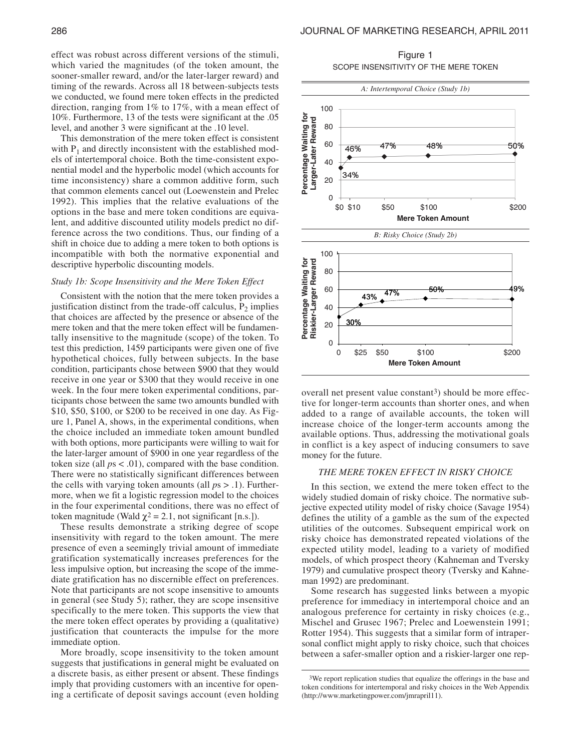effect was robust across different versions of the stimuli, which varied the magnitudes (of the token amount, the sooner-smaller reward, and/or the later-larger reward) and timing of the rewards. Across all 18 between-subjects tests we conducted, we found mere token effects in the predicted direction, ranging from 1% to 17%, with a mean effect of 10%. Furthermore, 13 of the tests were significant at the .05 level, and another 3 were significant at the .10 level.

This demonstration of the mere token effect is consistent with $P_1$ and directly inconsistent with the established models of intertemporal choice. Both the time-consistent exponential model and the hyperbolic model (which accounts for time inconsistency) share a common additive form, such that common elements cancel out (Loewenstein and Prelec 1992). This implies that the relative evaluations of the options in the base and mere token conditions are equivalent, and additive discounted utility models predict no difference across the two conditions. Thus, our finding of a shift in choice due to adding a mere token to both options is incompatible with both the normative exponential and descriptive hyperbolic discounting models.

### *Study 1b: Scope Insensitivity and the Mere Token Effect*

Consistent with the notion that the mere token provides a justification distinct from the trade-off calculus, $P_2$ implies that choices are affected by the presence or absence of the mere token and that the mere token effect will be fundamentally insensitive to the magnitude (scope) of the token. To test this prediction, 1459 participants were given one of five hypothetical choices, fully between subjects. In the base condition, participants chose between \$900 that they would receive in one year or \$300 that they would receive in one week. In the four mere token experimental conditions, participants chose between the same two amounts bundled with \$10, \$50, \$100, or \$200 to be received in one day. As Figure 1, Panel A, shows, in the experimental conditions, when the choice included an immediate token amount bundled with both options, more participants were willing to wait for the later-larger amount of \$900 in one year regardless of the token size (all $p$s < .01), compared with the base condition. There were no statistically significant differences between the cells with varying token amounts (all $p$s > .1). Furthermore, when we fit a logistic regression model to the choices in the four experimental conditions, there was no effect of token magnitude (Wald $\chi^2 = 2.1$, not significant [n.s.]).

These results demonstrate a striking degree of scope insensitivity with regard to the token amount. The mere presence of even a seemingly trivial amount of immediate gratification systematically increases preferences for the less impulsive option, but increasing the scope of the immediate gratification has no discernible effect on preferences. Note that participants are not scope insensitive to amounts in general (see Study 5); rather, they are scope insensitive specifically to the mere token. This supports the view that the mere token effect operates by providing a (qualitative) justification that counteracts the impulse for the more immediate option.

More broadly, scope insensitivity to the token amount suggests that justifications in general might be evaluated on a discrete basis, as either present or absent. These findings imply that providing customers with an incentive for opening a certificate of deposit savings account (even holding overall net present value constant[3]) should be more effective for longer-term accounts than shorter ones, and when added to a range of available accounts, the token will increase choice of the longer-term accounts among the available options. Thus, addressing the motivational goals in conflict is a key aspect of inducing consumers to save money for the future.

Figure 1
SCOPE INSENSITIVITY OF THE MERE TOKEN

*A: Intertemporal Choice (Study 1b)*

| Mere Token Amount | Percentage Waiting for Larger-Later Reward |
|---|---|
| \$0 | 34% |
| \$10 | 46% |
| \$50 | 47% |
| \$100 | 48% |
| \$200 | 50% |

*B: Risky Choice (Study 2b)*

| Mere Token Amount | Percentage Waiting for Riskier-Larger Reward |
|---|---|
| 0 | 30% |
| \$25 | 43% |
| \$50 | 47% |
| \$100 | 50% |
| \$200 | 49% |

## THE MERE TOKEN EFFECT IN RISKY CHOICE

In this section, we extend the mere token effect to the widely studied domain of risky choice. The normative subjective expected utility model of risky choice (Savage 1954) defines the utility of a gamble as the sum of the expected utilities of the outcomes. Subsequent empirical work on risky choice has demonstrated repeated violations of the expected utility model, leading to a variety of modified models, of which prospect theory (Kahneman and Tversky 1979) and cumulative prospect theory (Tversky and Kahneman 1992) are predominant.

Some research has suggested links between a myopic preference for immediacy in intertemporal choice and an analogous preference for certainty in risky choices (e.g., Mischel and Grusec 1967; Prelec and Loewenstein 1991; Rotter 1954). This suggests that a similar form of intrapersonal conflict might apply to risky choice, such that choices between a safer-smaller option and a riskier-larger one rep-

[3]We report replication studies that equalize the offerings in the base and token conditions for intertemporal and risky choices in the Web Appendix (http://www.marketingpower.com/jmrapril11).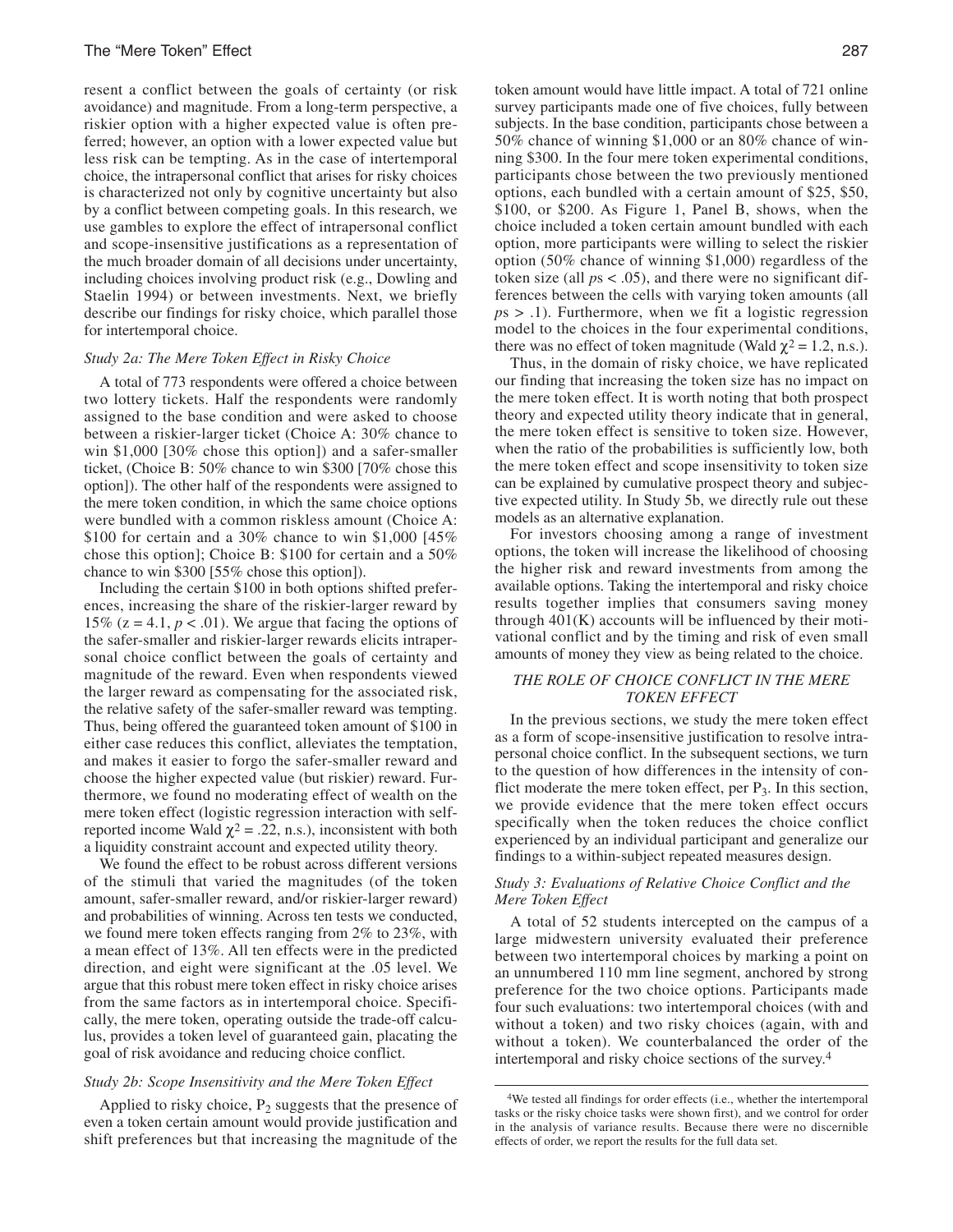resent a conflict between the goals of certainty (or risk avoidance) and magnitude. From a long-term perspective, a riskier option with a higher expected value is often preferred; however, an option with a lower expected value but less risk can be tempting. As in the case of intertemporal choice, the intrapersonal conflict that arises for risky choices is characterized not only by cognitive uncertainty but also by a conflict between competing goals. In this research, we use gambles to explore the effect of intrapersonal conflict and scope-insensitive justifications as a representation of the much broader domain of all decisions under uncertainty, including choices involving product risk (e.g., Dowling and Staelin 1994) or between investments. Next, we briefly describe our findings for risky choice, which parallel those for intertemporal choice.

### *Study 2a: The Mere Token Effect in Risky Choice*

A total of 773 respondents were offered a choice between two lottery tickets. Half the respondents were randomly assigned to the base condition and were asked to choose between a riskier-larger ticket (Choice A: 30% chance to win $1,000 [30% chose this option]) and a safer-smaller ticket, (Choice B: 50% chance to win $300 [70% chose this option]). The other half of the respondents were assigned to the mere token condition, in which the same choice options were bundled with a common riskless amount (Choice A: $100 for certain and a 30% chance to win $1,000 [45% chose this option]; Choice B: $100 for certain and a 50% chance to win $300 [55% chose this option]).

Including the certain $100 in both options shifted preferences, increasing the share of the riskier-larger reward by 15% ($z = 4.1$, $p < .01$). We argue that facing the options of the safer-smaller and riskier-larger rewards elicits intrapersonal choice conflict between the goals of certainty and magnitude of the reward. Even when respondents viewed the larger reward as compensating for the associated risk, the relative safety of the safer-smaller reward was tempting. Thus, being offered the guaranteed token amount of $100 in either case reduces this conflict, alleviates the temptation, and makes it easier to forgo the safer-smaller reward and choose the higher expected value (but riskier) reward. Furthermore, we found no moderating effect of wealth on the mere token effect (logistic regression interaction with self-reported income Wald $\chi^2 = .22$, n.s.), inconsistent with both a liquidity constraint account and expected utility theory.

We found the effect to be robust across different versions of the stimuli that varied the magnitudes (of the token amount, safer-smaller reward, and/or riskier-larger reward) and probabilities of winning. Across ten tests we conducted, we found mere token effects ranging from 2% to 23%, with a mean effect of 13%. All ten effects were in the predicted direction, and eight were significant at the .05 level. We argue that this robust mere token effect in risky choice arises from the same factors as in intertemporal choice. Specifically, the mere token, operating outside the trade-off calculus, provides a token level of guaranteed gain, placating the goal of risk avoidance and reducing choice conflict.

### *Study 2b: Scope Insensitivity and the Mere Token Effect*

Applied to risky choice, $P_2$ suggests that the presence of even a token certain amount would provide justification and shift preferences but that increasing the magnitude of the token amount would have little impact. A total of 721 online survey participants made one of five choices, fully between subjects. In the base condition, participants chose between a 50% chance of winning $1,000 or an 80% chance of winning $300. In the four mere token experimental conditions, participants chose between the two previously mentioned options, each bundled with a certain amount of $25, $50, $100, or $200. As Figure 1, Panel B, shows, when the choice included a token certain amount bundled with each option, more participants were willing to select the riskier option (50% chance of winning $1,000) regardless of the token size (all $p$s $< .05$), and there were no significant differences between the cells with varying token amounts (all $p$s $> .1$). Furthermore, when we fit a logistic regression model to the choices in the four experimental conditions, there was no effect of token magnitude (Wald $\chi^2 = 1.2$, n.s.).

Thus, in the domain of risky choice, we have replicated our finding that increasing the token size has no impact on the mere token effect. It is worth noting that both prospect theory and expected utility theory indicate that in general, the mere token effect is sensitive to token size. However, when the ratio of the probabilities is sufficiently low, both the mere token effect and scope insensitivity to token size can be explained by cumulative prospect theory and subjective expected utility. In Study 5b, we directly rule out these models as an alternative explanation.

For investors choosing among a range of investment options, the token will increase the likelihood of choosing the higher risk and reward investments from among the available options. Taking the intertemporal and risky choice results together implies that consumers saving money through 401(K) accounts will be influenced by their motivational conflict and by the timing and risk of even small amounts of money they view as being related to the choice.

## THE ROLE OF CHOICE CONFLICT IN THE MERE TOKEN EFFECT

In the previous sections, we study the mere token effect as a form of scope-insensitive justification to resolve intrapersonal choice conflict. In the subsequent sections, we turn to the question of how differences in the intensity of conflict moderate the mere token effect, per $P_3$. In this section, we provide evidence that the mere token effect occurs specifically when the token reduces the choice conflict experienced by an individual participant and generalize our findings to a within-subject repeated measures design.

### *Study 3: Evaluations of Relative Choice Conflict and the Mere Token Effect*

A total of 52 students intercepted on the campus of a large midwestern university evaluated their preference between two intertemporal choices by marking a point on an unnumbered 110 mm line segment, anchored by strong preference for the two choice options. Participants made four such evaluations: two intertemporal choices (with and without a token) and two risky choices (again, with and without a token). We counterbalanced the order of the intertemporal and risky choice sections of the survey.[4]

[4]We tested all findings for order effects (i.e., whether the intertemporal tasks or the risky choice tasks were shown first), and we control for order in the analysis of variance results. Because there were no discernible effects of order, we report the results for the full data set.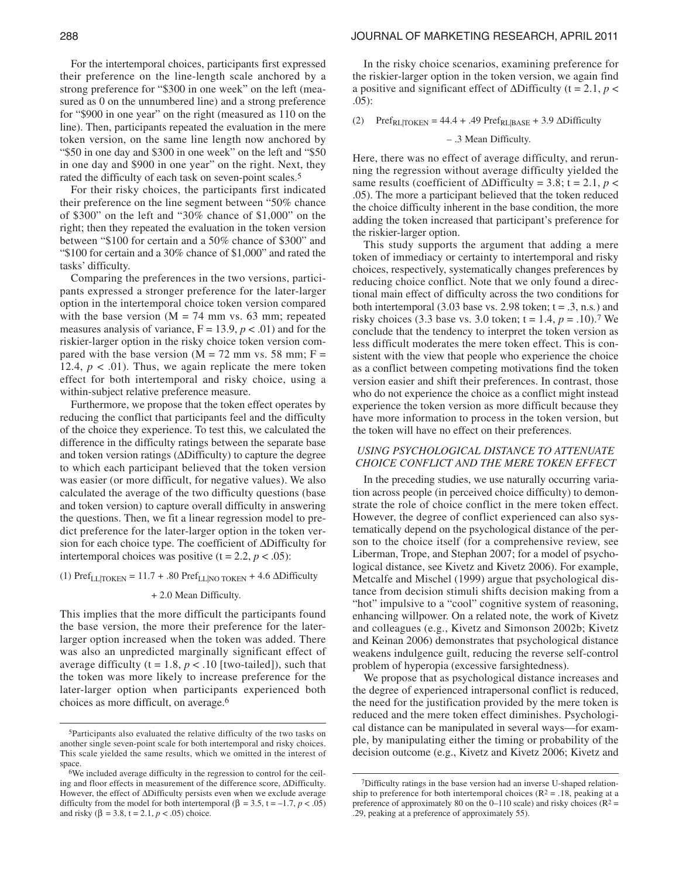For the intertemporal choices, participants first expressed their preference on the line-length scale anchored by a strong preference for "\$300 in one week" on the left (measured as 0 on the unnumbered line) and a strong preference for "\$900 in one year" on the right (measured as 110 on the line). Then, participants repeated the evaluation in the mere token version, on the same line length now anchored by "\$50 in one day and \$300 in one week" on the left and "\$50 in one day and \$900 in one year" on the right. Next, they rated the difficulty of each task on seven-point scales.[5]

For their risky choices, the participants first indicated their preference on the line segment between "50% chance of \$300" on the left and "30% chance of \$1,000" on the right; then they repeated the evaluation in the token version between "\$100 for certain and a 50% chance of \$300" and "\$100 for certain and a 30% chance of \$1,000" and rated the tasks' difficulty.

Comparing the preferences in the two versions, participants expressed a stronger preference for the later-larger option in the intertemporal choice token version compared with the base version (M = 74 mm vs. 63 mm; repeated measures analysis of variance, $F = 13.9$, $p < .01$) and for the riskier-larger option in the risky choice token version compared with the base version (M = 72 mm vs. 58 mm; $F = 12.4$, $p < .01$). Thus, we again replicate the mere token effect for both intertemporal and risky choice, using a within-subject relative preference measure.

Furthermore, we propose that the token effect operates by reducing the conflict that participants feel and the difficulty of the choice they experience. To test this, we calculated the difference in the difficulty ratings between the separate base and token version ratings (ΔDifficulty) to capture the degree to which each participant believed that the token version was easier (or more difficult, for negative values). We also calculated the average of the two difficulty questions (base and token version) to capture overall difficulty in answering the questions. Then, we fit a linear regression model to predict preference for the later-larger option in the token version for each choice type. The coefficient of ΔDifficulty for intertemporal choices was positive ($t = 2.2$, $p < .05$):

$$(1)\quad \text{Pref}_{\text{LL|TOKEN}} = 11.7 + .80\ \text{Pref}_{\text{LL|NO TOKEN}} + 4.6\ \Delta\text{Difficulty} + 2.0\ \text{Mean Difficulty.}$$

This implies that the more difficult the participants found the base version, the more their preference for the later-larger option increased when the token was added. There was also an unpredicted marginally significant effect of average difficulty ($t = 1.8$, $p < .10$ [two-tailed]), such that the token was more likely to increase preference for the later-larger option when participants experienced both choices as more difficult, on average.[6]

In the risky choice scenarios, examining preference for the riskier-larger option in the token version, we again find a positive and significant effect of ΔDifficulty ($t = 2.1$, $p < .05$):

$$(2)\quad \text{Pref}_{\text{RL|TOKEN}} = 44.4 + .49\ \text{Pref}_{\text{RL|BASE}} + 3.9\ \Delta\text{Difficulty} - .3\ \text{Mean Difficulty.}$$

Here, there was no effect of average difficulty, and rerunning the regression without average difficulty yielded the same results (coefficient of ΔDifficulty = 3.8; $t = 2.1$, $p < .05$). The more a participant believed that the token reduced the choice difficulty inherent in the base condition, the more adding the token increased that participant's preference for the riskier-larger option.

This study supports the argument that adding a mere token of immediacy or certainty to intertemporal and risky choices, respectively, systematically changes preferences by reducing choice conflict. Note that we only found a directional main effect of difficulty across the two conditions for both intertemporal (3.03 base vs. 2.98 token; $t = .3$, n.s.) and risky choices (3.3 base vs. 3.0 token; $t = 1.4$, $p = .10$).[7] We conclude that the tendency to interpret the token version as less difficult moderates the mere token effect. This is consistent with the view that people who experience the choice as a conflict between competing motivations find the token version easier and shift their preferences. In contrast, those who do not experience the choice as a conflict might instead experience the token version as more difficult because they have more information to process in the token version, but the token will have no effect on their preferences.

## *USING PSYCHOLOGICAL DISTANCE TO ATTENUATE CHOICE CONFLICT AND THE MERE TOKEN EFFECT*

In the preceding studies, we use naturally occurring variation across people (in perceived choice difficulty) to demonstrate the role of choice conflict in the mere token effect. However, the degree of conflict experienced can also systematically depend on the psychological distance of the person to the choice itself (for a comprehensive review, see Liberman, Trope, and Stephan 2007; for a model of psychological distance, see Kivetz and Kivetz 2006). For example, Metcalfe and Mischel (1999) argue that psychological distance from decision stimuli shifts decision making from a "hot" impulsive to a "cool" cognitive system of reasoning, enhancing willpower. On a related note, the work of Kivetz and colleagues (e.g., Kivetz and Simonson 2002b; Kivetz and Keinan 2006) demonstrates that psychological distance weakens indulgence guilt, reducing the reverse self-control problem of hyperopia (excessive farsightedness).

We propose that as psychological distance increases and the degree of experienced intrapersonal conflict is reduced, the need for the justification provided by the mere token is reduced and the mere token effect diminishes. Psychological distance can be manipulated in several ways—for example, by manipulating either the timing or probability of the decision outcome (e.g., Kivetz and Kivetz 2006; Kivetz and

---

[5]Participants also evaluated the relative difficulty of the two tasks on another single seven-point scale for both intertemporal and risky choices. This scale yielded the same results, which we omitted in the interest of space.

[6]We included average difficulty in the regression to control for the ceiling and floor effects in measurement of the difference score, ΔDifficulty. However, the effect of ΔDifficulty persists even when we exclude average difficulty from the model for both intertemporal ($\beta = 3.5$, $t = -1.7$, $p < .05$) and risky ($\beta = 3.8$, $t = 2.1$, $p < .05$) choice.

[7]Difficulty ratings in the base version had an inverse U-shaped relationship to preference for both intertemporal choices ($R^2 = .18$, peaking at a preference of approximately 80 on the 0–110 scale) and risky choices ($R^2 = .29$, peaking at a preference of approximately 55).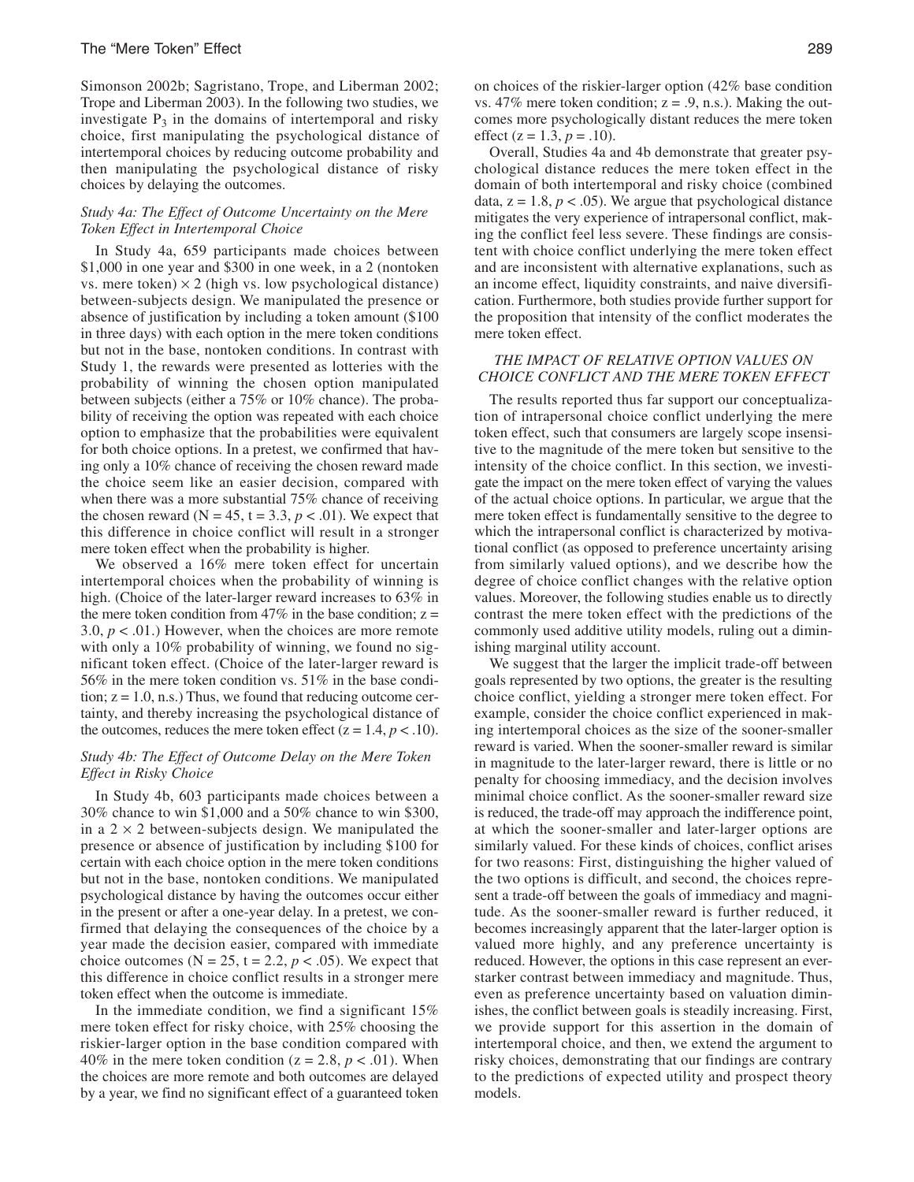Simonson 2002b; Sagristano, Trope, and Liberman 2002; Trope and Liberman 2003). In the following two studies, we investigate $P_3$ in the domains of intertemporal and risky choice, first manipulating the psychological distance of intertemporal choices by reducing outcome probability and then manipulating the psychological distance of risky choices by delaying the outcomes.

### *Study 4a: The Effect of Outcome Uncertainty on the Mere Token Effect in Intertemporal Choice*

In Study 4a, 659 participants made choices between $1,000 in one year and $300 in one week, in a 2 (nontoken vs. mere token) × 2 (high vs. low psychological distance) between-subjects design. We manipulated the presence or absence of justification by including a token amount ($100 in three days) with each option in the mere token conditions but not in the base, nontoken conditions. In contrast with Study 1, the rewards were presented as lotteries with the probability of winning the chosen option manipulated between subjects (either a 75% or 10% chance). The probability of receiving the option was repeated with each choice option to emphasize that the probabilities were equivalent for both choice options. In a pretest, we confirmed that having only a 10% chance of receiving the chosen reward made the choice seem like an easier decision, compared with when there was a more substantial 75% chance of receiving the chosen reward ($N = 45$, $t = 3.3$, $p < .01$). We expect that this difference in choice conflict will result in a stronger mere token effect when the probability is higher.

We observed a 16% mere token effect for uncertain intertemporal choices when the probability of winning is high. (Choice of the later-larger reward increases to 63% in the mere token condition from 47% in the base condition; $z = 3.0$, $p < .01$.) However, when the choices are more remote with only a 10% probability of winning, we found no significant token effect. (Choice of the later-larger reward is 56% in the mere token condition vs. 51% in the base condition; $z = 1.0$, n.s.) Thus, we found that reducing outcome certainty, and thereby increasing the psychological distance of the outcomes, reduces the mere token effect ($z = 1.4$, $p < .10$).

### *Study 4b: The Effect of Outcome Delay on the Mere Token Effect in Risky Choice*

In Study 4b, 603 participants made choices between a 30% chance to win $1,000 and a 50% chance to win $300, in a 2 × 2 between-subjects design. We manipulated the presence or absence of justification by including $100 for certain with each choice option in the mere token conditions but not in the base, nontoken conditions. We manipulated psychological distance by having the outcomes occur either in the present or after a one-year delay. In a pretest, we confirmed that delaying the consequences of the choice by a year made the decision easier, compared with immediate choice outcomes ($N = 25$, $t = 2.2$, $p < .05$). We expect that this difference in choice conflict results in a stronger mere token effect when the outcome is immediate.

In the immediate condition, we find a significant 15% mere token effect for risky choice, with 25% choosing the riskier-larger option in the base condition compared with 40% in the mere token condition ($z = 2.8$, $p < .01$). When the choices are more remote and both outcomes are delayed by a year, we find no significant effect of a guaranteed token on choices of the riskier-larger option (42% base condition vs. 47% mere token condition; $z = .9$, n.s.). Making the outcomes more psychologically distant reduces the mere token effect ($z = 1.3$, $p = .10$).

Overall, Studies 4a and 4b demonstrate that greater psychological distance reduces the mere token effect in the domain of both intertemporal and risky choice (combined data, $z = 1.8$, $p < .05$). We argue that psychological distance mitigates the very experience of intrapersonal conflict, making the conflict feel less severe. These findings are consistent with choice conflict underlying the mere token effect and are inconsistent with alternative explanations, such as an income effect, liquidity constraints, and naive diversification. Furthermore, both studies provide further support for the proposition that intensity of the conflict moderates the mere token effect.

## *THE IMPACT OF RELATIVE OPTION VALUES ON CHOICE CONFLICT AND THE MERE TOKEN EFFECT*

The results reported thus far support our conceptualization of intrapersonal choice conflict underlying the mere token effect, such that consumers are largely scope insensitive to the magnitude of the mere token but sensitive to the intensity of the choice conflict. In this section, we investigate the impact on the mere token effect of varying the values of the actual choice options. In particular, we argue that the mere token effect is fundamentally sensitive to the degree to which the intrapersonal conflict is characterized by motivational conflict (as opposed to preference uncertainty arising from similarly valued options), and we describe how the degree of choice conflict changes with the relative option values. Moreover, the following studies enable us to directly contrast the mere token effect with the predictions of the commonly used additive utility models, ruling out a diminishing marginal utility account.

We suggest that the larger the implicit trade-off between goals represented by two options, the greater is the resulting choice conflict, yielding a stronger mere token effect. For example, consider the choice conflict experienced in making intertemporal choices as the size of the sooner-smaller reward is varied. When the sooner-smaller reward is similar in magnitude to the later-larger reward, there is little or no penalty for choosing immediacy, and the decision involves minimal choice conflict. As the sooner-smaller reward size is reduced, the trade-off may approach the indifference point, at which the sooner-smaller and later-larger options are similarly valued. For these kinds of choices, conflict arises for two reasons: First, distinguishing the higher valued of the two options is difficult, and second, the choices represent a trade-off between the goals of immediacy and magnitude. As the sooner-smaller reward is further reduced, it becomes increasingly apparent that the later-larger option is valued more highly, and any preference uncertainty is reduced. However, the options in this case represent an ever-starker contrast between immediacy and magnitude. Thus, even as preference uncertainty based on valuation diminishes, the conflict between goals is steadily increasing. First, we provide support for this assertion in the domain of intertemporal choice, and then, we extend the argument to risky choices, demonstrating that our findings are contrary to the predictions of expected utility and prospect theory models.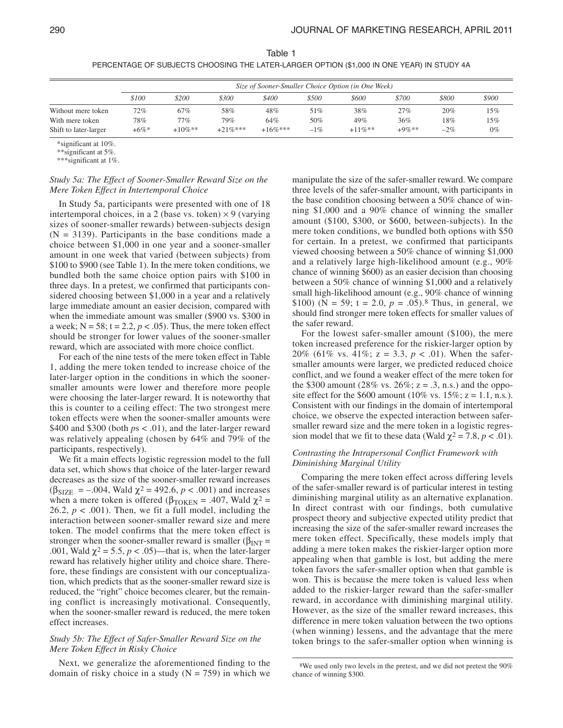Table 1

PERCENTAGE OF SUBJECTS CHOOSING THE LATER-LARGER OPTION ($1,000 IN ONE YEAR) IN STUDY 4A

| | *Size of Sooner-Smaller Choice Option (in One Week)* | | | | | | | | |
|---|---|---|---|---|---|---|---|---|---|
| | *$100* | *$200* | *$300* | *$400* | *$500* | *$600* | *$700* | *$800* | *$900* |
| Without mere token | 72% | 67% | 58% | 48% | 51% | 38% | 27% | 20% | 15% |
| With mere token | 78% | 77% | 79% | 64% | 50% | 49% | 36% | 18% | 15% |
| Shift to later-larger | +6%* | +10%** | +21%*** | +16%*** | –1% | +11%** | +9%** | –2% | 0% |

*significant at 10%.
**significant at 5%.
***significant at 1%.

### *Study 5a: The Effect of Sooner-Smaller Reward Size on the Mere Token Effect in Intertemporal Choice*

In Study 5a, participants were presented with one of 18 intertemporal choices, in a 2 (base vs. token) × 9 (varying sizes of sooner-smaller rewards) between-subjects design (N = 3139). Participants in the base conditions made a choice between $1,000 in one year and a sooner-smaller amount in one week that varied (between subjects) from $100 to $900 (see Table 1). In the mere token conditions, we bundled both the same choice option pairs with $100 in three days. In a pretest, we confirmed that participants considered choosing between $1,000 in a year and a relatively large immediate amount an easier decision, compared with when the immediate amount was smaller ($900 vs. $300 in a week; N = 58; t = 2.2, $p < .05$). Thus, the mere token effect should be stronger for lower values of the sooner-smaller reward, which are associated with more choice conflict.

For each of the nine tests of the mere token effect in Table 1, adding the mere token tended to increase choice of the later-larger option in the conditions in which the sooner-smaller amounts were lower and therefore more people were choosing the later-larger reward. It is noteworthy that this is counter to a ceiling effect: The two strongest mere token effects were when the sooner-smaller amounts were $400 and $300 (both $p$s < .01), and the later-larger reward was relatively appealing (chosen by 64% and 79% of the participants, respectively).

We fit a main effects logistic regression model to the full data set, which shows that choice of the later-larger reward decreases as the size of the sooner-smaller reward increases ($\beta_{SIZE} = -.004$, Wald $\chi^2 = 492.6$, $p < .001$) and increases when a mere token is offered ($\beta_{TOKEN} = .407$, Wald $\chi^2 = 26.2$, $p < .001$). Then, we fit a full model, including the interaction between sooner-smaller reward size and mere token. The model confirms that the mere token effect is stronger when the sooner-smaller reward is smaller ($\beta_{INT} = .001$, Wald $\chi^2 = 5.5$, $p < .05$)—that is, when the later-larger reward has relatively higher utility and choice share. Therefore, these findings are consistent with our conceptualization, which predicts that as the sooner-smaller reward size is reduced, the "right" choice becomes clearer, but the remaining conflict is increasingly motivational. Consequently, when the sooner-smaller reward is reduced, the mere token effect increases.

### *Study 5b: The Effect of Safer-Smaller Reward Size on the Mere Token Effect in Risky Choice*

Next, we generalize the aforementioned finding to the domain of risky choice in a study (N = 759) in which we manipulate the size of the safer-smaller reward. We compare three levels of the safer-smaller amount, with participants in the base condition choosing between a 50% chance of winning $1,000 and a 90% chance of winning the smaller amount ($100, $300, or $600, between-subjects). In the mere token conditions, we bundled both options with $50 for certain. In a pretest, we confirmed that participants viewed choosing between a 50% chance of winning $1,000 and a relatively large high-likelihood amount (e.g., 90% chance of winning $600) as an easier decision than choosing between a 50% chance of winning $1,000 and a relatively small high-likelihood amount (e.g., 90% chance of winning $100) (N = 59; t = 2.0, $p = .05$).[8] Thus, in general, we should find stronger mere token effects for smaller values of the safer reward.

For the lowest safer-smaller amount ($100), the mere token increased preference for the riskier-larger option by 20% (61% vs. 41%; z = 3.3, $p < .01$). When the safer-smaller amounts were larger, we predicted reduced choice conflict, and we found a weaker effect of the mere token for the $300 amount (28% vs. 26%; z = .3, n.s.) and the opposite effect for the $600 amount (10% vs. 15%; z = 1.1, n.s.). Consistent with our findings in the domain of intertemporal choice, we observe the expected interaction between safer-smaller reward size and the mere token in a logistic regression model that we fit to these data (Wald $\chi^2 = 7.8$, $p < .01$).

### *Contrasting the Intrapersonal Conflict Framework with Diminishing Marginal Utility*

Comparing the mere token effect across differing levels of the safer-smaller reward is of particular interest in testing diminishing marginal utility as an alternative explanation. In direct contrast with our findings, both cumulative prospect theory and subjective expected utility predict that increasing the size of the safer-smaller reward increases the mere token effect. Specifically, these models imply that adding a mere token makes the riskier-larger option more appealing when that gamble is lost, but adding the mere token favors the safer-smaller option when that gamble is won. This is because the mere token is valued less when added to the riskier-larger reward than the safer-smaller reward, in accordance with diminishing marginal utility. However, as the size of the smaller reward increases, this difference in mere token valuation between the two options (when winning) lessens, and the advantage that the mere token brings to the safer-smaller option when winning is

[8]We used only two levels in the pretest, and we did not pretest the 90% chance of winning $300.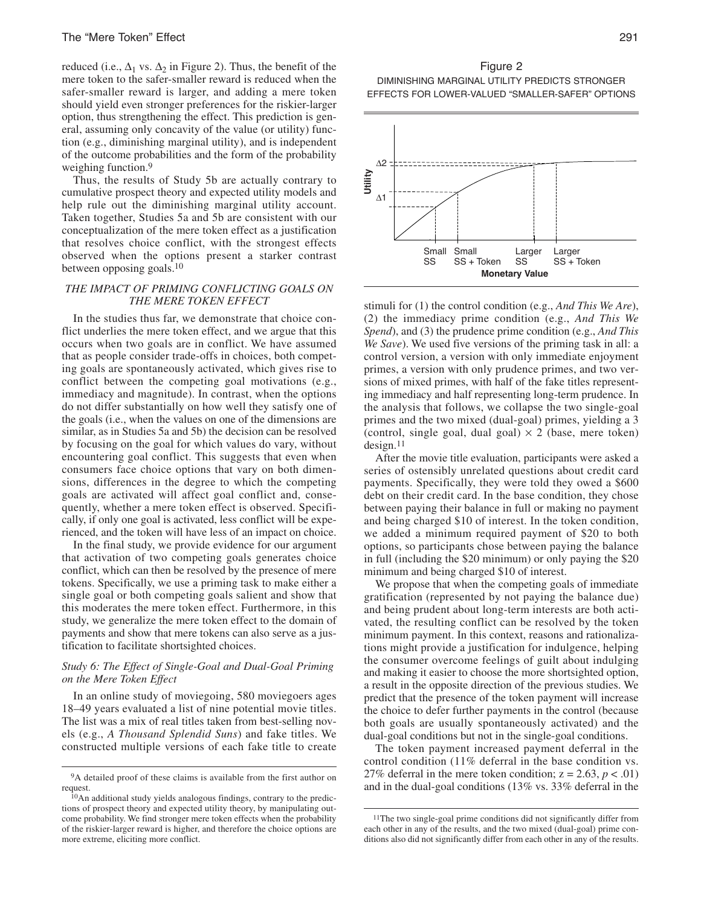reduced (i.e., $\Delta_1$ vs. $\Delta_2$ in Figure 2). Thus, the benefit of the mere token to the safer-smaller reward is reduced when the safer-smaller reward is larger, and adding a mere token should yield even stronger preferences for the riskier-larger option, thus strengthening the effect. This prediction is general, assuming only concavity of the value (or utility) function (e.g., diminishing marginal utility), and is independent of the outcome probabilities and the form of the probability weighing function.[9]

Thus, the results of Study 5b are actually contrary to cumulative prospect theory and expected utility models and help rule out the diminishing marginal utility account. Taken together, Studies 5a and 5b are consistent with our conceptualization of the mere token effect as a justification that resolves choice conflict, with the strongest effects observed when the options present a starker contrast between opposing goals.[10]

Figure 2

DIMINISHING MARGINAL UTILITY PREDICTS STRONGER EFFECTS FOR LOWER-VALUED "SMALLER-SAFER" OPTIONS

Utility

Δ2

Δ1

Small SS

Small SS + Token

Larger SS

Larger SS + Token

Monetary Value

### THE IMPACT OF PRIMING CONFLICTING GOALS ON THE MERE TOKEN EFFECT

In the studies thus far, we demonstrate that choice conflict underlies the mere token effect, and we argue that this occurs when two goals are in conflict. We have assumed that as people consider trade-offs in choices, both competing goals are spontaneously activated, which gives rise to conflict between the competing goal motivations (e.g., immediacy and magnitude). In contrast, when the options do not differ substantially on how well they satisfy one of the goals (i.e., when the values on one of the dimensions are similar, as in Studies 5a and 5b) the decision can be resolved by focusing on the goal for which values do vary, without encountering goal conflict. This suggests that even when consumers face choice options that vary on both dimensions, differences in the degree to which the competing goals are activated will affect goal conflict and, consequently, whether a mere token effect is observed. Specifically, if only one goal is activated, less conflict will be experienced, and the token will have less of an impact on choice.

In the final study, we provide evidence for our argument that activation of two competing goals generates choice conflict, which can then be resolved by the presence of mere tokens. Specifically, we use a priming task to make either a single goal or both competing goals salient and show that this moderates the mere token effect. Furthermore, in this study, we generalize the mere token effect to the domain of payments and show that mere tokens can also serve as a justification to facilitate shortsighted choices.

#### *Study 6: The Effect of Single-Goal and Dual-Goal Priming on the Mere Token Effect*

In an online study of moviegoing, 580 moviegoers ages 18–49 years evaluated a list of nine potential movie titles. The list was a mix of real titles taken from best-selling novels (e.g., *A Thousand Splendid Suns*) and fake titles. We constructed multiple versions of each fake title to create stimuli for (1) the control condition (e.g., *And This We Are*), (2) the immediacy prime condition (e.g., *And This We Spend*), and (3) the prudence prime condition (e.g., *And This We Save*). We used five versions of the priming task in all: a control version, a version with only immediate enjoyment primes, a version with only prudence primes, and two versions of mixed primes, with half of the fake titles representing immediacy and half representing long-term prudence. In the analysis that follows, we collapse the two single-goal primes and the two mixed (dual-goal) primes, yielding a 3 (control, single goal, dual goal) × 2 (base, mere token) design.[11]

After the movie title evaluation, participants were asked a series of ostensibly unrelated questions about credit card payments. Specifically, they were told they owed a $600 debt on their credit card. In the base condition, they chose between paying their balance in full or making no payment and being charged $10 of interest. In the token condition, we added a minimum required payment of $20 to both options, so participants chose between paying the balance in full (including the $20 minimum) or only paying the $20 minimum and being charged $10 of interest.

We propose that when the competing goals of immediate gratification (represented by not paying the balance due) and being prudent about long-term interests are both activated, the resulting conflict can be resolved by the token minimum payment. In this context, reasons and rationalizations might provide a justification for indulgence, helping the consumer overcome feelings of guilt about indulging and making it easier to choose the more shortsighted option, a result in the opposite direction of the previous studies. We predict that the presence of the token payment will increase the choice to defer further payments in the control (because both goals are usually spontaneously activated) and the dual-goal conditions but not in the single-goal conditions.

The token payment increased payment deferral in the control condition (11% deferral in the base condition vs. 27% deferral in the mere token condition; $z = 2.63$, $p < .01$) and in the dual-goal conditions (13% vs. 33% deferral in the

[9]A detailed proof of these claims is available from the first author on request.

[10]An additional study yields analogous findings, contrary to the predictions of prospect theory and expected utility theory, by manipulating outcome probability. We find stronger mere token effects when the probability of the riskier-larger reward is higher, and therefore the choice options are more extreme, eliciting more conflict.

[11]The two single-goal prime conditions did not significantly differ from each other in any of the results, and the two mixed (dual-goal) prime conditions also did not significantly differ from each other in any of the results.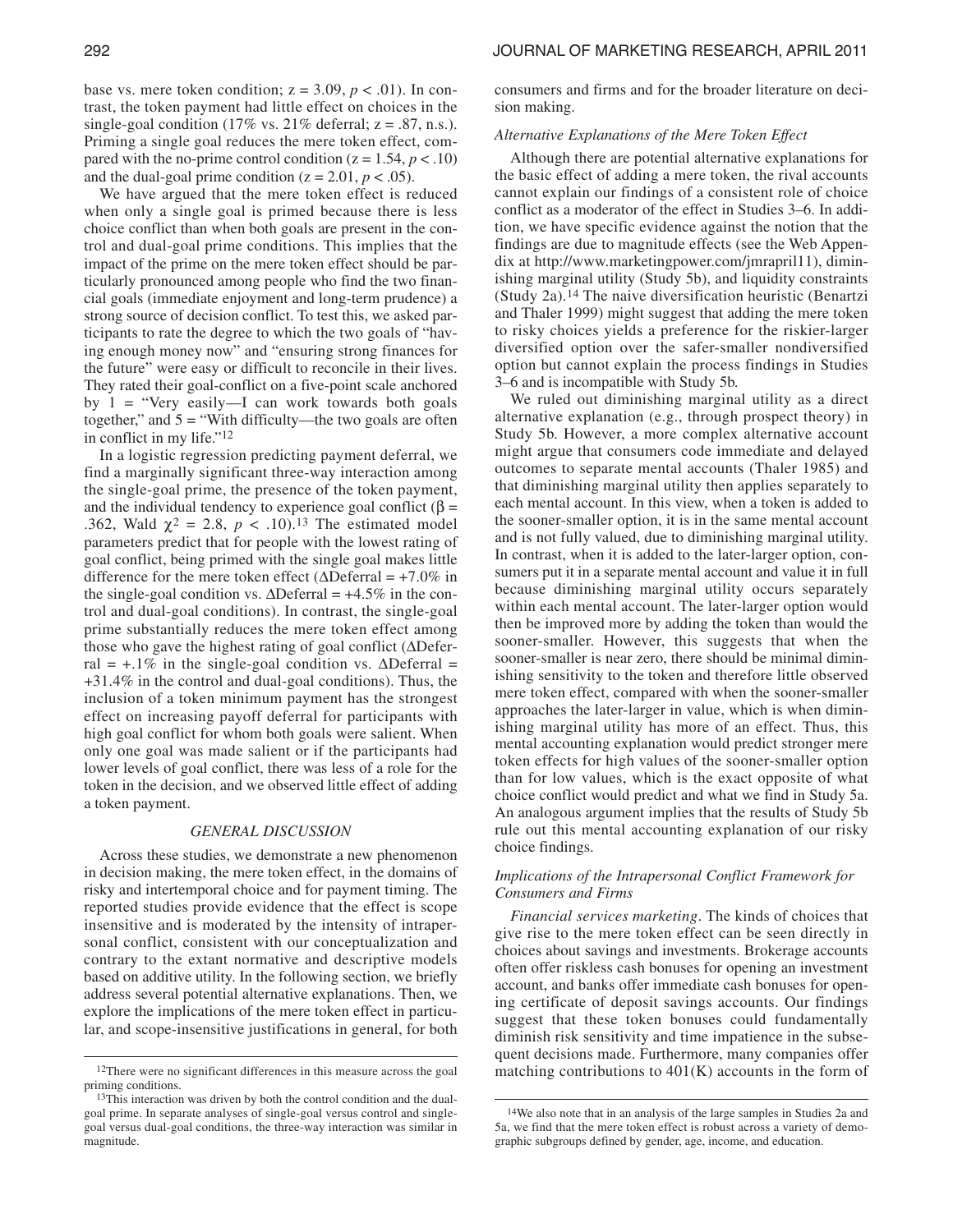base vs. mere token condition; $z = 3.09$, $p < .01$). In contrast, the token payment had little effect on choices in the single-goal condition (17% vs. 21% deferral; $z = .87$, n.s.). Priming a single goal reduces the mere token effect, compared with the no-prime control condition ($z = 1.54$, $p < .10$) and the dual-goal prime condition ($z = 2.01$, $p < .05$).

We have argued that the mere token effect is reduced when only a single goal is primed because there is less choice conflict than when both goals are present in the control and dual-goal prime conditions. This implies that the impact of the prime on the mere token effect should be particularly pronounced among people who find the two financial goals (immediate enjoyment and long-term prudence) a strong source of decision conflict. To test this, we asked participants to rate the degree to which the two goals of "having enough money now" and "ensuring strong finances for the future" were easy or difficult to reconcile in their lives. They rated their goal-conflict on a five-point scale anchored by 1 = "Very easily—I can work towards both goals together," and 5 = "With difficulty—the two goals are often in conflict in my life."[12]

In a logistic regression predicting payment deferral, we find a marginally significant three-way interaction among the single-goal prime, the presence of the token payment, and the individual tendency to experience goal conflict ($\beta = .362$, Wald $\chi^2 = 2.8$, $p < .10$).[13] The estimated model parameters predict that for people with the lowest rating of goal conflict, being primed with the single goal makes little difference for the mere token effect ($\Delta$Deferral = +7.0% in the single-goal condition vs. $\Delta$Deferral = +4.5% in the control and dual-goal conditions). In contrast, the single-goal prime substantially reduces the mere token effect among those who gave the highest rating of goal conflict ($\Delta$Deferral = +.1% in the single-goal condition vs. $\Delta$Deferral = +31.4% in the control and dual-goal conditions). Thus, the inclusion of a token minimum payment has the strongest effect on increasing payoff deferral for participants with high goal conflict for whom both goals were salient. When only one goal was made salient or if the participants had lower levels of goal conflict, there was less of a role for the token in the decision, and we observed little effect of adding a token payment.

## GENERAL DISCUSSION

Across these studies, we demonstrate a new phenomenon in decision making, the mere token effect, in the domains of risky and intertemporal choice and for payment timing. The reported studies provide evidence that the effect is scope insensitive and is moderated by the intensity of intrapersonal conflict, consistent with our conceptualization and contrary to the extant normative and descriptive models based on additive utility. In the following section, we briefly address several potential alternative explanations. Then, we explore the implications of the mere token effect in particular, and scope-insensitive justifications in general, for both consumers and firms and for the broader literature on decision making.

### *Alternative Explanations of the Mere Token Effect*

Although there are potential alternative explanations for the basic effect of adding a mere token, the rival accounts cannot explain our findings of a consistent role of choice conflict as a moderator of the effect in Studies 3–6. In addition, we have specific evidence against the notion that the findings are due to magnitude effects (see the Web Appendix at http://www.marketingpower.com/jmrapril11), diminishing marginal utility (Study 5b), and liquidity constraints (Study 2a).[14] The naive diversification heuristic (Benartzi and Thaler 1999) might suggest that adding the mere token to risky choices yields a preference for the riskier-larger diversified option over the safer-smaller nondiversified option but cannot explain the process findings in Studies 3–6 and is incompatible with Study 5b.

We ruled out diminishing marginal utility as a direct alternative explanation (e.g., through prospect theory) in Study 5b. However, a more complex alternative account might argue that consumers code immediate and delayed outcomes to separate mental accounts (Thaler 1985) and that diminishing marginal utility then applies separately to each mental account. In this view, when a token is added to the sooner-smaller option, it is in the same mental account and is not fully valued, due to diminishing marginal utility. In contrast, when it is added to the later-larger option, consumers put it in a separate mental account and value it in full because diminishing marginal utility occurs separately within each mental account. The later-larger option would then be improved more by adding the token than would the sooner-smaller. However, this suggests that when the sooner-smaller is near zero, there should be minimal diminishing sensitivity to the token and therefore little observed mere token effect, compared with when the sooner-smaller approaches the later-larger in value, which is when diminishing marginal utility has more of an effect. Thus, this mental accounting explanation would predict stronger mere token effects for high values of the sooner-smaller option than for low values, which is the exact opposite of what choice conflict would predict and what we find in Study 5a. An analogous argument implies that the results of Study 5b rule out this mental accounting explanation of our risky choice findings.

### *Implications of the Intrapersonal Conflict Framework for Consumers and Firms*

*Financial services marketing*. The kinds of choices that give rise to the mere token effect can be seen directly in choices about savings and investments. Brokerage accounts often offer riskless cash bonuses for opening an investment account, and banks offer immediate cash bonuses for opening certificate of deposit savings accounts. Our findings suggest that these token bonuses could fundamentally diminish risk sensitivity and time impatience in the subsequent decisions made. Furthermore, many companies offer matching contributions to 401(K) accounts in the form of

---

[12]There were no significant differences in this measure across the goal priming conditions.

[13]This interaction was driven by both the control condition and the dual-goal prime. In separate analyses of single-goal versus control and single-goal versus dual-goal conditions, the three-way interaction was similar in magnitude.

[14]We also note that in an analysis of the large samples in Studies 2a and 5a, we find that the mere token effect is robust across a variety of demographic subgroups defined by gender, age, income, and education.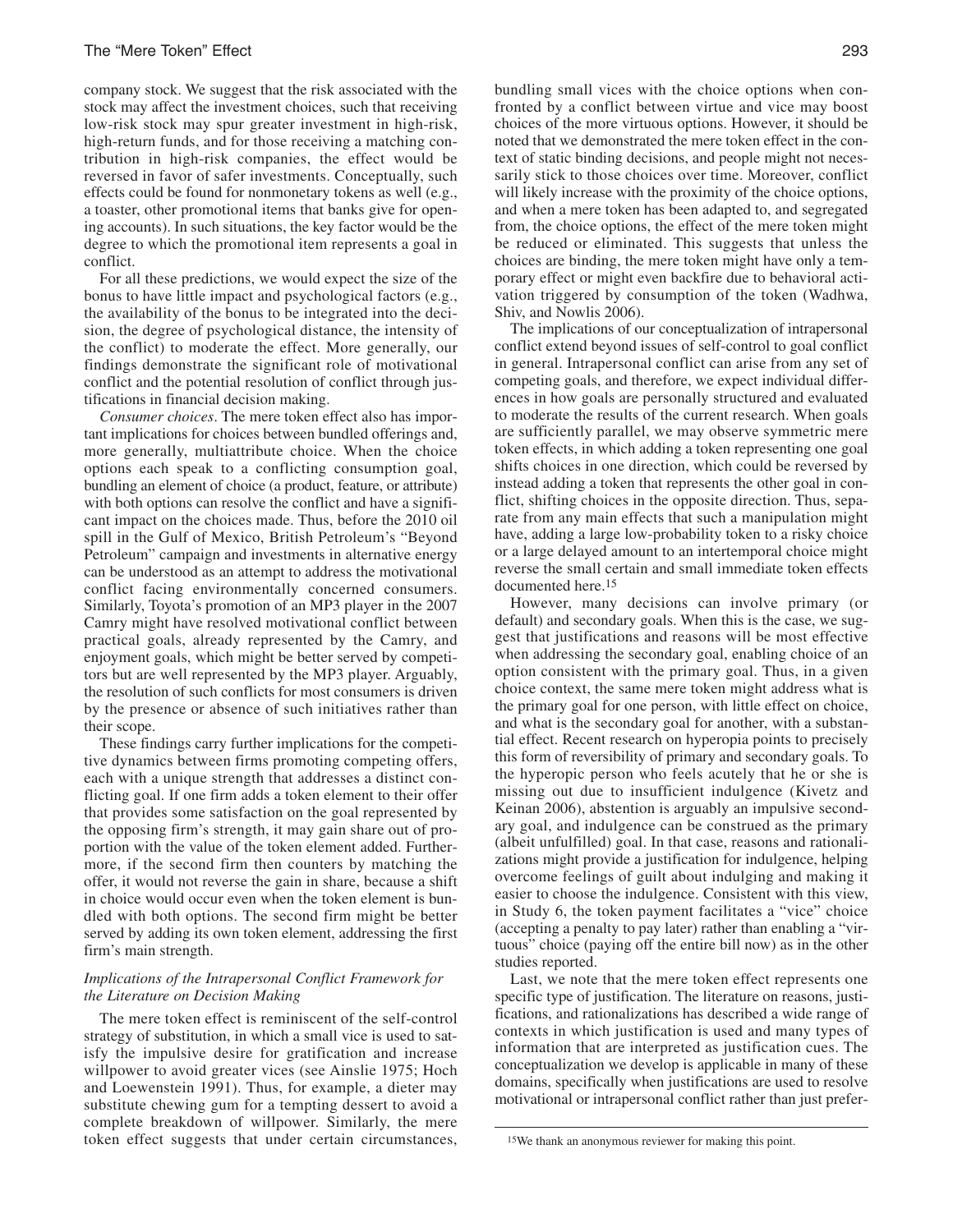company stock. We suggest that the risk associated with the stock may affect the investment choices, such that receiving low-risk stock may spur greater investment in high-risk, high-return funds, and for those receiving a matching contribution in high-risk companies, the effect would be reversed in favor of safer investments. Conceptually, such effects could be found for nonmonetary tokens as well (e.g., a toaster, other promotional items that banks give for opening accounts). In such situations, the key factor would be the degree to which the promotional item represents a goal in conflict.

For all these predictions, we would expect the size of the bonus to have little impact and psychological factors (e.g., the availability of the bonus to be integrated into the decision, the degree of psychological distance, the intensity of the conflict) to moderate the effect. More generally, our findings demonstrate the significant role of motivational conflict and the potential resolution of conflict through justifications in financial decision making.

*Consumer choices*. The mere token effect also has important implications for choices between bundled offerings and, more generally, multiattribute choice. When the choice options each speak to a conflicting consumption goal, bundling an element of choice (a product, feature, or attribute) with both options can resolve the conflict and have a significant impact on the choices made. Thus, before the 2010 oil spill in the Gulf of Mexico, British Petroleum's "Beyond Petroleum" campaign and investments in alternative energy can be understood as an attempt to address the motivational conflict facing environmentally concerned consumers. Similarly, Toyota's promotion of an MP3 player in the 2007 Camry might have resolved motivational conflict between practical goals, already represented by the Camry, and enjoyment goals, which might be better served by competitors but are well represented by the MP3 player. Arguably, the resolution of such conflicts for most consumers is driven by the presence or absence of such initiatives rather than their scope.

These findings carry further implications for the competitive dynamics between firms promoting competing offers, each with a unique strength that addresses a distinct conflicting goal. If one firm adds a token element to their offer that provides some satisfaction on the goal represented by the opposing firm's strength, it may gain share out of proportion with the value of the token element added. Furthermore, if the second firm then counters by matching the offer, it would not reverse the gain in share, because a shift in choice would occur even when the token element is bundled with both options. The second firm might be better served by adding its own token element, addressing the first firm's main strength.

### *Implications of the Intrapersonal Conflict Framework for the Literature on Decision Making*

The mere token effect is reminiscent of the self-control strategy of substitution, in which a small vice is used to satisfy the impulsive desire for gratification and increase willpower to avoid greater vices (see Ainslie 1975; Hoch and Loewenstein 1991). Thus, for example, a dieter may substitute chewing gum for a tempting dessert to avoid a complete breakdown of willpower. Similarly, the mere token effect suggests that under certain circumstances, bundling small vices with the choice options when confronted by a conflict between virtue and vice may boost choices of the more virtuous options. However, it should be noted that we demonstrated the mere token effect in the context of static binding decisions, and people might not necessarily stick to those choices over time. Moreover, conflict will likely increase with the proximity of the choice options, and when a mere token has been adapted to, and segregated from, the choice options, the effect of the mere token might be reduced or eliminated. This suggests that unless the choices are binding, the mere token might have only a temporary effect or might even backfire due to behavioral activation triggered by consumption of the token (Wadhwa, Shiv, and Nowlis 2006).

The implications of our conceptualization of intrapersonal conflict extend beyond issues of self-control to goal conflict in general. Intrapersonal conflict can arise from any set of competing goals, and therefore, we expect individual differences in how goals are personally structured and evaluated to moderate the results of the current research. When goals are sufficiently parallel, we may observe symmetric mere token effects, in which adding a token representing one goal shifts choices in one direction, which could be reversed by instead adding a token that represents the other goal in conflict, shifting choices in the opposite direction. Thus, separate from any main effects that such a manipulation might have, adding a large low-probability token to a risky choice or a large delayed amount to an intertemporal choice might reverse the small certain and small immediate token effects documented here.[15]

However, many decisions can involve primary (or default) and secondary goals. When this is the case, we suggest that justifications and reasons will be most effective when addressing the secondary goal, enabling choice of an option consistent with the primary goal. Thus, in a given choice context, the same mere token might address what is the primary goal for one person, with little effect on choice, and what is the secondary goal for another, with a substantial effect. Recent research on hyperopia points to precisely this form of reversibility of primary and secondary goals. To the hyperopic person who feels acutely that he or she is missing out due to insufficient indulgence (Kivetz and Keinan 2006), abstention is arguably an impulsive secondary goal, and indulgence can be construed as the primary (albeit unfulfilled) goal. In that case, reasons and rationalizations might provide a justification for indulgence, helping overcome feelings of guilt about indulging and making it easier to choose the indulgence. Consistent with this view, in Study 6, the token payment facilitates a "vice" choice (accepting a penalty to pay later) rather than enabling a "virtuous" choice (paying off the entire bill now) as in the other studies reported.

Last, we note that the mere token effect represents one specific type of justification. The literature on reasons, justifications, and rationalizations has described a wide range of contexts in which justification is used and many types of information that are interpreted as justification cues. The conceptualization we develop is applicable in many of these domains, specifically when justifications are used to resolve motivational or intrapersonal conflict rather than just prefer-

[15] We thank an anonymous reviewer for making this point.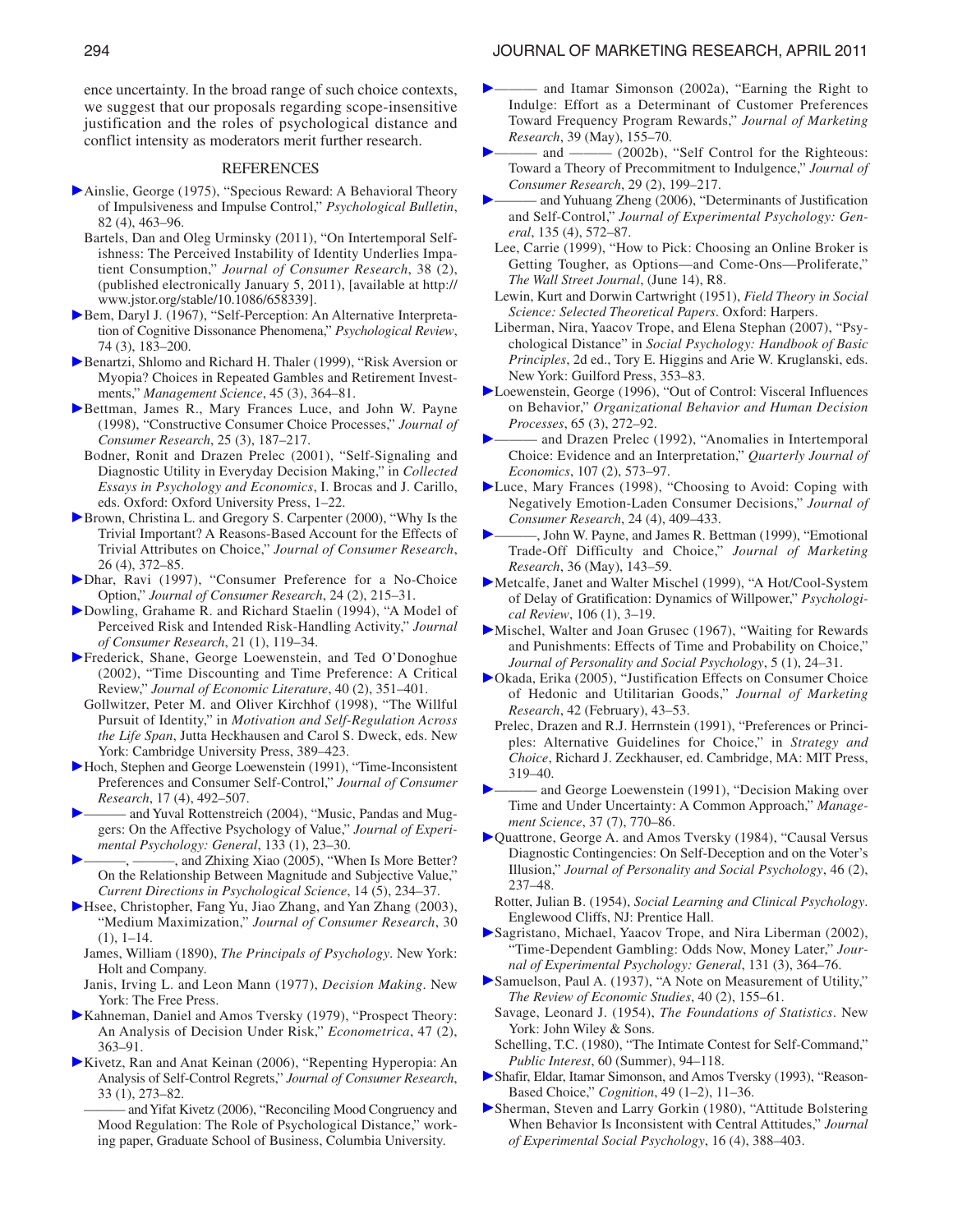ence uncertainty. In the broad range of such choice contexts, we suggest that our proposals regarding scope-insensitive justification and the roles of psychological distance and conflict intensity as moderators merit further research.

## REFERENCES

Ainslie, George (1975), "Specious Reward: A Behavioral Theory of Impulsiveness and Impulse Control," *Psychological Bulletin*, 82 (4), 463–96.

Bartels, Dan and Oleg Urminsky (2011), "On Intertemporal Selfishness: The Perceived Instability of Identity Underlies Impatient Consumption," *Journal of Consumer Research*, 38 (2), (published electronically January 5, 2011), [available at http://www.jstor.org/stable/10.1086/658339].

Bem, Daryl J. (1967), "Self-Perception: An Alternative Interpretation of Cognitive Dissonance Phenomena," *Psychological Review*, 74 (3), 183–200.

Benartzi, Shlomo and Richard H. Thaler (1999), "Risk Aversion or Myopia? Choices in Repeated Gambles and Retirement Investments," *Management Science*, 45 (3), 364–81.

Bettman, James R., Mary Frances Luce, and John W. Payne (1998), "Constructive Consumer Choice Processes," *Journal of Consumer Research*, 25 (3), 187–217.

Bodner, Ronit and Drazen Prelec (2001), "Self-Signaling and Diagnostic Utility in Everyday Decision Making," in *Collected Essays in Psychology and Economics*, I. Brocas and J. Carillo, eds. Oxford: Oxford University Press, 1–22.

Brown, Christina L. and Gregory S. Carpenter (2000), "Why Is the Trivial Important? A Reasons-Based Account for the Effects of Trivial Attributes on Choice," *Journal of Consumer Research*, 26 (4), 372–85.

Dhar, Ravi (1997), "Consumer Preference for a No-Choice Option," *Journal of Consumer Research*, 24 (2), 215–31.

Dowling, Grahame R. and Richard Staelin (1994), "A Model of Perceived Risk and Intended Risk-Handling Activity," *Journal of Consumer Research*, 21 (1), 119–34.

Frederick, Shane, George Loewenstein, and Ted O'Donoghue (2002), "Time Discounting and Time Preference: A Critical Review," *Journal of Economic Literature*, 40 (2), 351–401.

Gollwitzer, Peter M. and Oliver Kirchhof (1998), "The Willful Pursuit of Identity," in *Motivation and Self-Regulation Across the Life Span*, Jutta Heckhausen and Carol S. Dweck, eds. New York: Cambridge University Press, 389–423.

Hoch, Stephen and George Loewenstein (1991), "Time-Inconsistent Preferences and Consumer Self-Control," *Journal of Consumer Research*, 17 (4), 492–507.

——— and Yuval Rottenstreich (2004), "Music, Pandas and Muggers: On the Affective Psychology of Value," *Journal of Experimental Psychology: General*, 133 (1), 23–30.

———, ———, and Zhixing Xiao (2005), "When Is More Better? On the Relationship Between Magnitude and Subjective Value," *Current Directions in Psychological Science*, 14 (5), 234–37.

Hsee, Christopher, Fang Yu, Jiao Zhang, and Yan Zhang (2003), "Medium Maximization," *Journal of Consumer Research*, 30 (1), 1–14.

James, William (1890), *The Principals of Psychology*. New York: Holt and Company.

Janis, Irving L. and Leon Mann (1977), *Decision Making*. New York: The Free Press.

Kahneman, Daniel and Amos Tversky (1979), "Prospect Theory: An Analysis of Decision Under Risk," *Econometrica*, 47 (2), 363–91.

Kivetz, Ran and Anat Keinan (2006), "Repenting Hyperopia: An Analysis of Self-Control Regrets," *Journal of Consumer Research*, 33 (1), 273–82.

——— and Yifat Kivetz (2006), "Reconciling Mood Congruency and Mood Regulation: The Role of Psychological Distance," working paper, Graduate School of Business, Columbia University.

——— and Itamar Simonson (2002a), "Earning the Right to Indulge: Effort as a Determinant of Customer Preferences Toward Frequency Program Rewards," *Journal of Marketing Research*, 39 (May), 155–70.

——— and ——— (2002b), "Self Control for the Righteous: Toward a Theory of Precommitment to Indulgence," *Journal of Consumer Research*, 29 (2), 199–217.

——— and Yuhuang Zheng (2006), "Determinants of Justification and Self-Control," *Journal of Experimental Psychology: General*, 135 (4), 572–87.

Lee, Carrie (1999), "How to Pick: Choosing an Online Broker is Getting Tougher, as Options—and Come-Ons—Proliferate," *The Wall Street Journal*, (June 14), R8.

Lewin, Kurt and Dorwin Cartwright (1951), *Field Theory in Social Science: Selected Theoretical Papers*. Oxford: Harpers.

Liberman, Nira, Yaacov Trope, and Elena Stephan (2007), "Psychological Distance" in *Social Psychology: Handbook of Basic Principles*, 2d ed., Tory E. Higgins and Arie W. Kruglanski, eds. New York: Guilford Press, 353–83.

Loewenstein, George (1996), "Out of Control: Visceral Influences on Behavior," *Organizational Behavior and Human Decision Processes*, 65 (3), 272–92.

——— and Drazen Prelec (1992), "Anomalies in Intertemporal Choice: Evidence and an Interpretation," *Quarterly Journal of Economics*, 107 (2), 573–97.

Luce, Mary Frances (1998), "Choosing to Avoid: Coping with Negatively Emotion-Laden Consumer Decisions," *Journal of Consumer Research*, 24 (4), 409–433.

———, John W. Payne, and James R. Bettman (1999), "Emotional Trade-Off Difficulty and Choice," *Journal of Marketing Research*, 36 (May), 143–59.

Metcalfe, Janet and Walter Mischel (1999), "A Hot/Cool-System of Delay of Gratification: Dynamics of Willpower," *Psychological Review*, 106 (1), 3–19.

Mischel, Walter and Joan Grusec (1967), "Waiting for Rewards and Punishments: Effects of Time and Probability on Choice," *Journal of Personality and Social Psychology*, 5 (1), 24–31.

Okada, Erika (2005), "Justification Effects on Consumer Choice of Hedonic and Utilitarian Goods," *Journal of Marketing Research*, 42 (February), 43–53.

Prelec, Drazen and R.J. Herrnstein (1991), "Preferences or Principles: Alternative Guidelines for Choice," in *Strategy and Choice*, Richard J. Zeckhauser, ed. Cambridge, MA: MIT Press, 319–40.

——— and George Loewenstein (1991), "Decision Making over Time and Under Uncertainty: A Common Approach," *Management Science*, 37 (7), 770–86.

Quattrone, George A. and Amos Tversky (1984), "Causal Versus Diagnostic Contingencies: On Self-Deception and on the Voter's Illusion," *Journal of Personality and Social Psychology*, 46 (2), 237–48.

Rotter, Julian B. (1954), *Social Learning and Clinical Psychology*. Englewood Cliffs, NJ: Prentice Hall.

Sagristano, Michael, Yaacov Trope, and Nira Liberman (2002), "Time-Dependent Gambling: Odds Now, Money Later," *Journal of Experimental Psychology: General*, 131 (3), 364–76.

Samuelson, Paul A. (1937), "A Note on Measurement of Utility," *The Review of Economic Studies*, 40 (2), 155–61.

Savage, Leonard J. (1954), *The Foundations of Statistics*. New York: John Wiley & Sons.

Schelling, T.C. (1980), "The Intimate Contest for Self-Command," *Public Interest*, 60 (Summer), 94–118.

Shafir, Eldar, Itamar Simonson, and Amos Tversky (1993), "Reason-Based Choice," *Cognition*, 49 (1–2), 11–36.

Sherman, Steven and Larry Gorkin (1980), "Attitude Bolstering When Behavior Is Inconsistent with Central Attitudes," *Journal of Experimental Social Psychology*, 16 (4), 388–403.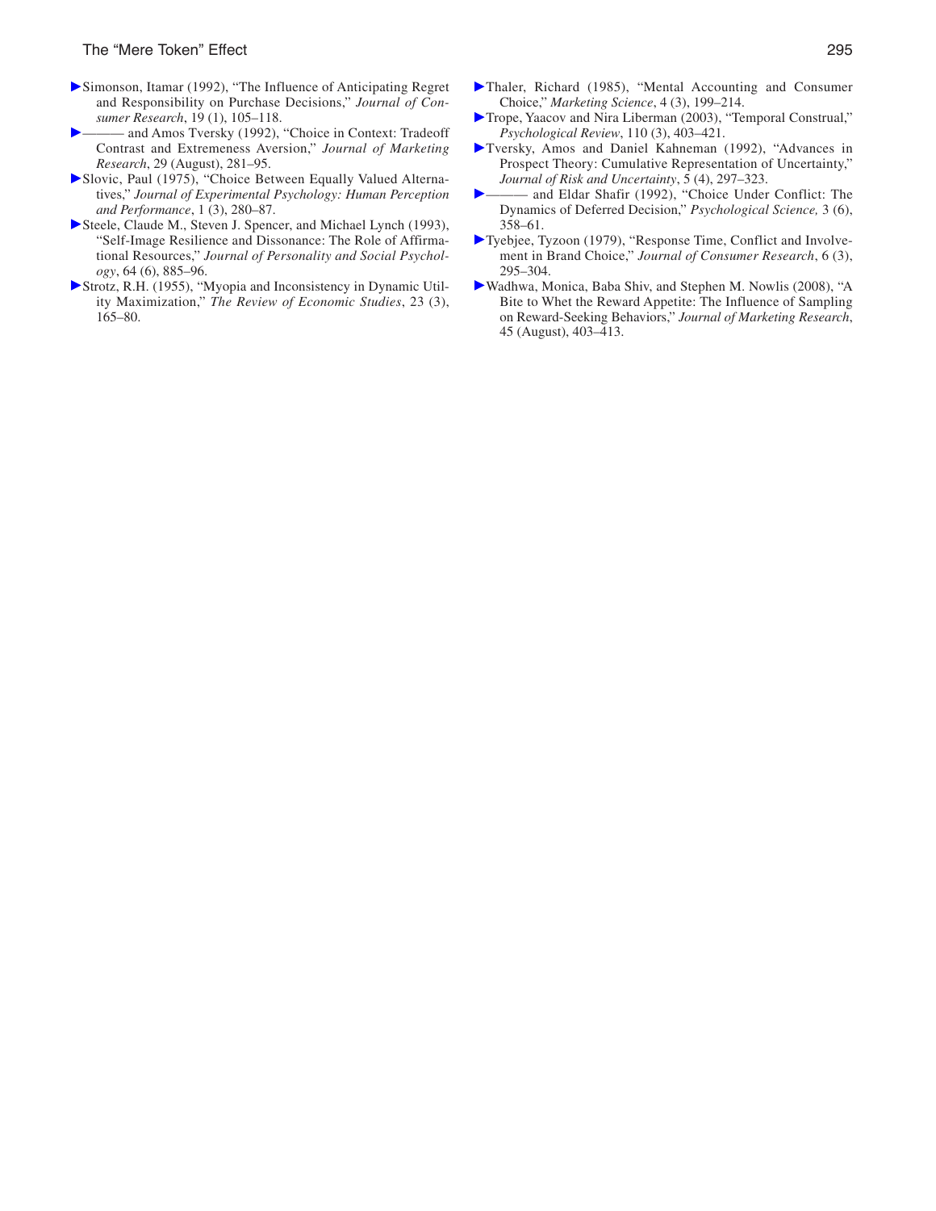Simonson, Itamar (1992), "The Influence of Anticipating Regret and Responsibility on Purchase Decisions," *Journal of Consumer Research*, 19 (1), 105–118.

——— and Amos Tversky (1992), "Choice in Context: Tradeoff Contrast and Extremeness Aversion," *Journal of Marketing Research*, 29 (August), 281–95.

Slovic, Paul (1975), "Choice Between Equally Valued Alternatives," *Journal of Experimental Psychology: Human Perception and Performance*, 1 (3), 280–87.

Steele, Claude M., Steven J. Spencer, and Michael Lynch (1993), "Self-Image Resilience and Dissonance: The Role of Affirmational Resources," *Journal of Personality and Social Psychology*, 64 (6), 885–96.

Strotz, R.H. (1955), "Myopia and Inconsistency in Dynamic Utility Maximization," *The Review of Economic Studies*, 23 (3), 165–80.

Thaler, Richard (1985), "Mental Accounting and Consumer Choice," *Marketing Science*, 4 (3), 199–214.

Trope, Yaacov and Nira Liberman (2003), "Temporal Construal," *Psychological Review*, 110 (3), 403–421.

Tversky, Amos and Daniel Kahneman (1992), "Advances in Prospect Theory: Cumulative Representation of Uncertainty," *Journal of Risk and Uncertainty*, 5 (4), 297–323.

——— and Eldar Shafir (1992), "Choice Under Conflict: The Dynamics of Deferred Decision," *Psychological Science,* 3 (6), 358–61.

Tyebjee, Tyzoon (1979), "Response Time, Conflict and Involvement in Brand Choice," *Journal of Consumer Research*, 6 (3), 295–304.

Wadhwa, Monica, Baba Shiv, and Stephen M. Nowlis (2008), "A Bite to Whet the Reward Appetite: The Influence of Sampling on Reward-Seeking Behaviors," *Journal of Marketing Research*, 45 (August), 403–413.